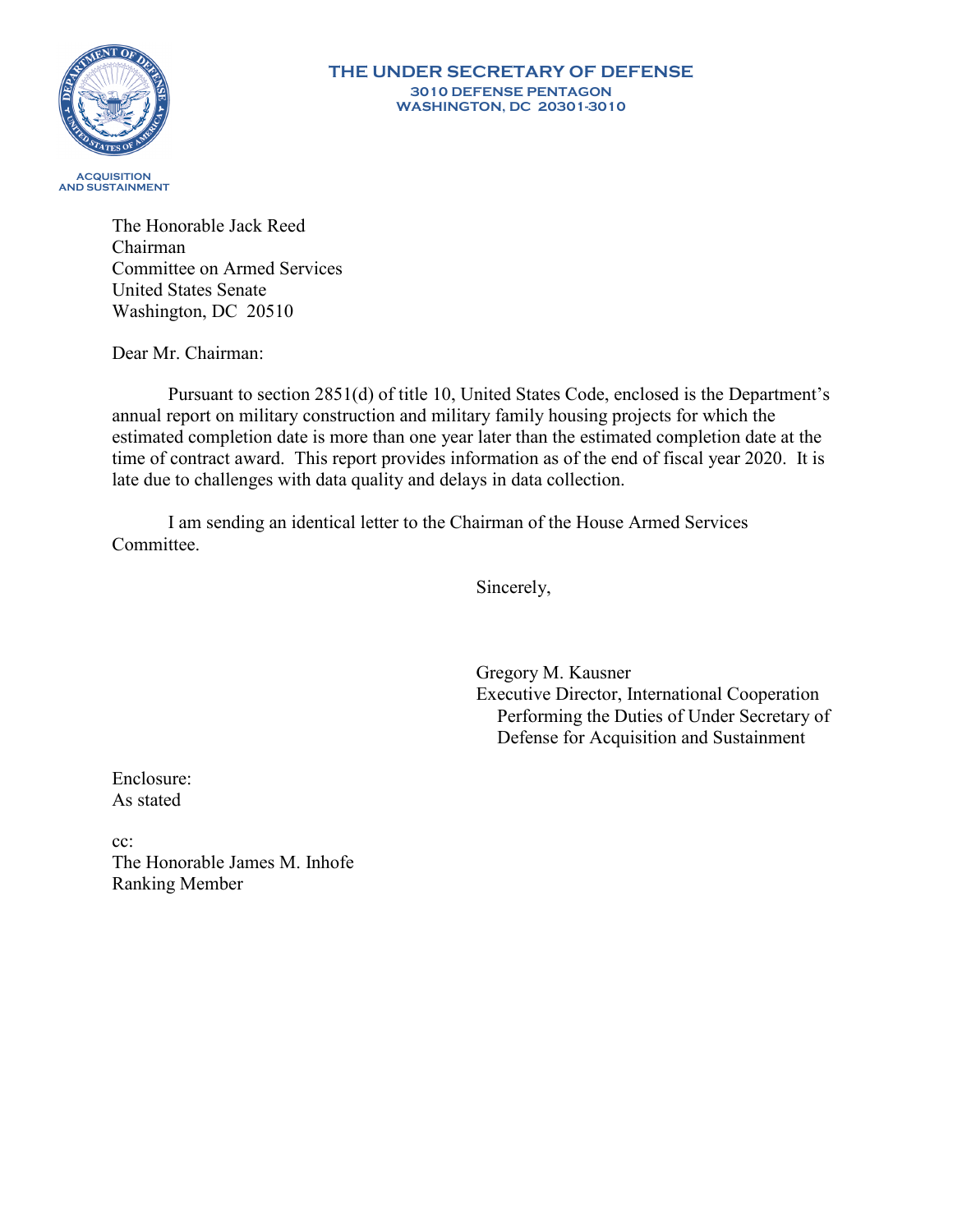**THE UNDER SECRETARY OF DEFENSE**
**3010 DEFENSE PENTAGON**
**WASHINGTON, DC 20301-3010**

ACQUISITION AND SUSTAINMENT

The Honorable Jack Reed
Chairman
Committee on Armed Services
United States Senate
Washington, DC 20510

Dear Mr. Chairman:

Pursuant to section 2851(d) of title 10, United States Code, enclosed is the Department's annual report on military construction and military family housing projects for which the estimated completion date is more than one year later than the estimated completion date at the time of contract award. This report provides information as of the end of fiscal year 2020. It is late due to challenges with data quality and delays in data collection.

I am sending an identical letter to the Chairman of the House Armed Services Committee.

Sincerely,

Gregory M. Kausner
Executive Director, International Cooperation
Performing the Duties of Under Secretary of Defense for Acquisition and Sustainment

Enclosure:
As stated

cc:
The Honorable James M. Inhofe
Ranking Member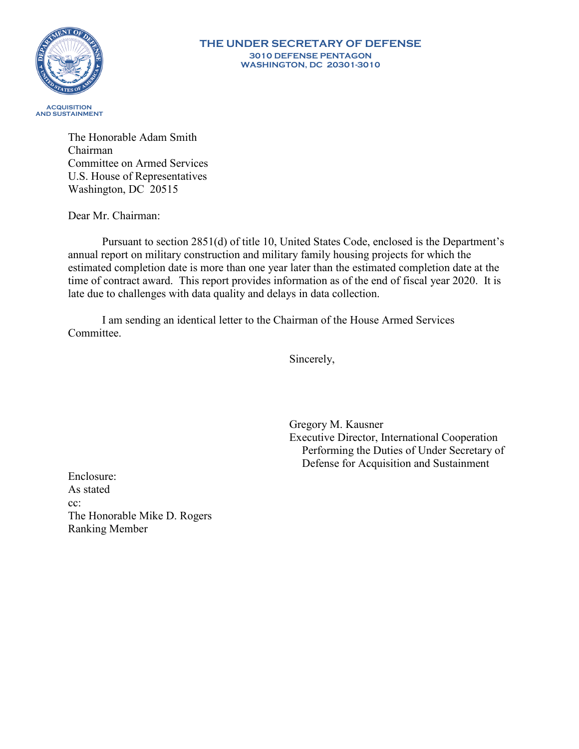**THE UNDER SECRETARY OF DEFENSE**
**3010 DEFENSE PENTAGON**
**WASHINGTON, DC 20301-3010**

**ACQUISITION AND SUSTAINMENT**

The Honorable Adam Smith
Chairman
Committee on Armed Services
U.S. House of Representatives
Washington, DC 20515

Dear Mr. Chairman:

Pursuant to section 2851(d) of title 10, United States Code, enclosed is the Department's annual report on military construction and military family housing projects for which the estimated completion date is more than one year later than the estimated completion date at the time of contract award. This report provides information as of the end of fiscal year 2020. It is late due to challenges with data quality and delays in data collection.

I am sending an identical letter to the Chairman of the House Armed Services Committee.

Sincerely,

Gregory M. Kausner
Executive Director, International Cooperation
Performing the Duties of Under Secretary of Defense for Acquisition and Sustainment

Enclosure:
As stated
cc:
The Honorable Mike D. Rogers
Ranking Member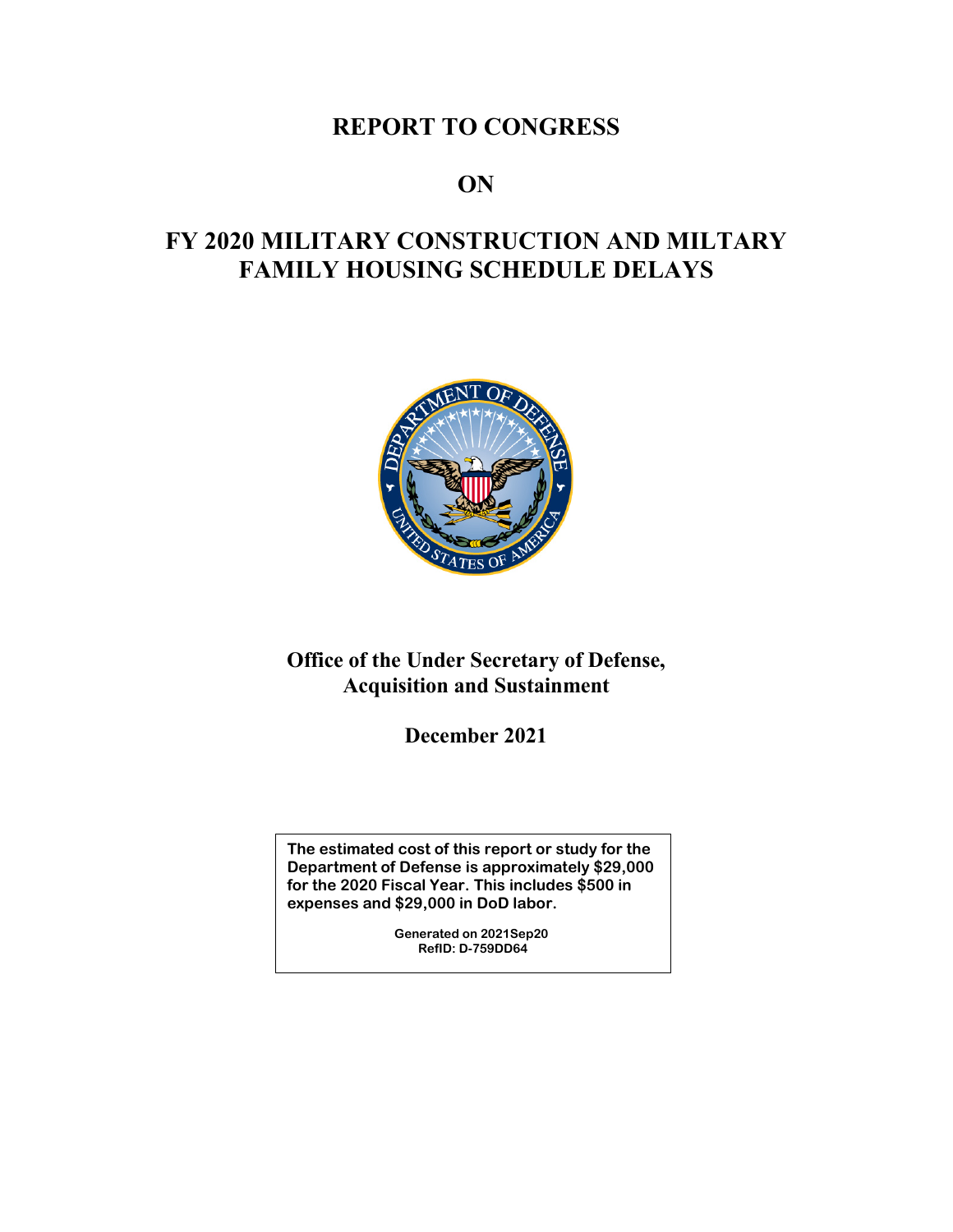# REPORT TO CONGRESS

# ON

# FY 2020 MILITARY CONSTRUCTION AND MILTARY FAMILY HOUSING SCHEDULE DELAYS

**Office of the Under Secretary of Defense, Acquisition and Sustainment**

**December 2021**

**The estimated cost of this report or study for the Department of Defense is approximately $29,000 for the 2020 Fiscal Year. This includes $500 in expenses and $29,000 in DoD labor.**

**Generated on 2021Sep20**
**RefID: D-759DD64**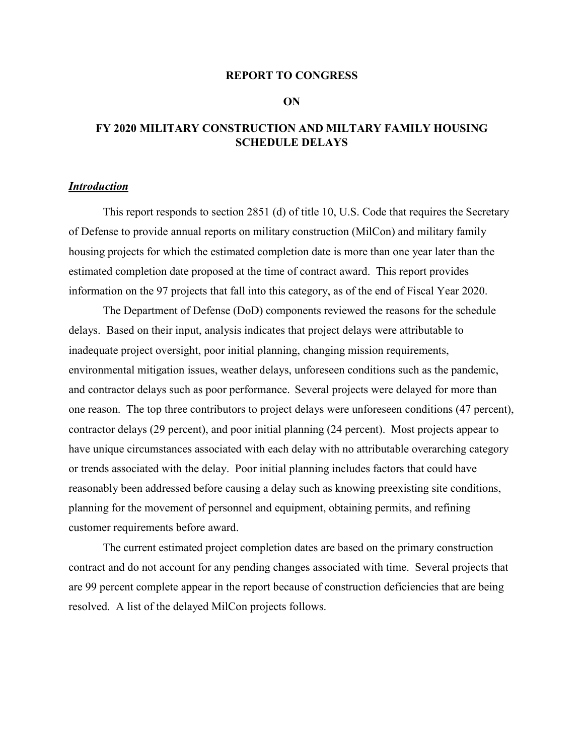**REPORT TO CONGRESS**

**ON**

**FY 2020 MILITARY CONSTRUCTION AND MILTARY FAMILY HOUSING SCHEDULE DELAYS**

***Introduction***

This report responds to section 2851 (d) of title 10, U.S. Code that requires the Secretary of Defense to provide annual reports on military construction (MilCon) and military family housing projects for which the estimated completion date is more than one year later than the estimated completion date proposed at the time of contract award. This report provides information on the 97 projects that fall into this category, as of the end of Fiscal Year 2020.

The Department of Defense (DoD) components reviewed the reasons for the schedule delays. Based on their input, analysis indicates that project delays were attributable to inadequate project oversight, poor initial planning, changing mission requirements, environmental mitigation issues, weather delays, unforeseen conditions such as the pandemic, and contractor delays such as poor performance. Several projects were delayed for more than one reason. The top three contributors to project delays were unforeseen conditions (47 percent), contractor delays (29 percent), and poor initial planning (24 percent). Most projects appear to have unique circumstances associated with each delay with no attributable overarching category or trends associated with the delay. Poor initial planning includes factors that could have reasonably been addressed before causing a delay such as knowing preexisting site conditions, planning for the movement of personnel and equipment, obtaining permits, and refining customer requirements before award.

The current estimated project completion dates are based on the primary construction contract and do not account for any pending changes associated with time. Several projects that are 99 percent complete appear in the report because of construction deficiencies that are being resolved. A list of the delayed MilCon projects follows.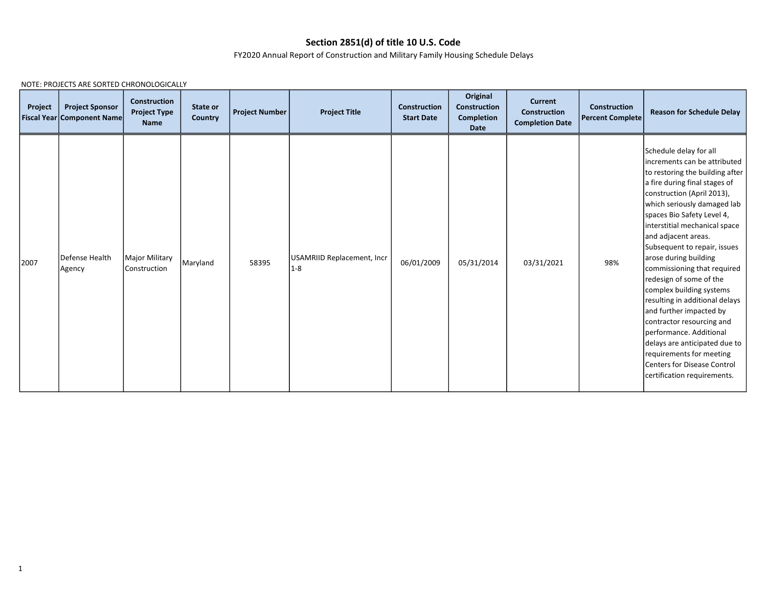# Section 2851(d) of title 10 U.S. Code

FY2020 Annual Report of Construction and Military Family Housing Schedule Delays

NOTE: PROJECTS ARE SORTED CHRONOLOGICALLY

| Project Fiscal Year | Project Sponsor Component Name | Construction Project Type Name | State or Country | Project Number | Project Title | Construction Start Date | Original Construction Completion Date | Current Construction Completion Date | Construction Percent Complete | Reason for Schedule Delay |
|---|---|---|---|---|---|---|---|---|---|---|
| 2007 | Defense Health Agency | Major Military Construction | Maryland | 58395 | USAMRIID Replacement, Incr 1-8 | 06/01/2009 | 05/31/2014 | 03/31/2021 | 98% | Schedule delay for all increments can be attributed to restoring the building after a fire during final stages of construction (April 2013), which seriously damaged lab spaces Bio Safety Level 4, interstitial mechanical space and adjacent areas. Subsequent to repair, issues arose during building commissioning that required redesign of some of the complex building systems resulting in additional delays and further impacted by contractor resourcing and performance. Additional delays are anticipated due to requirements for meeting Centers for Disease Control certification requirements. |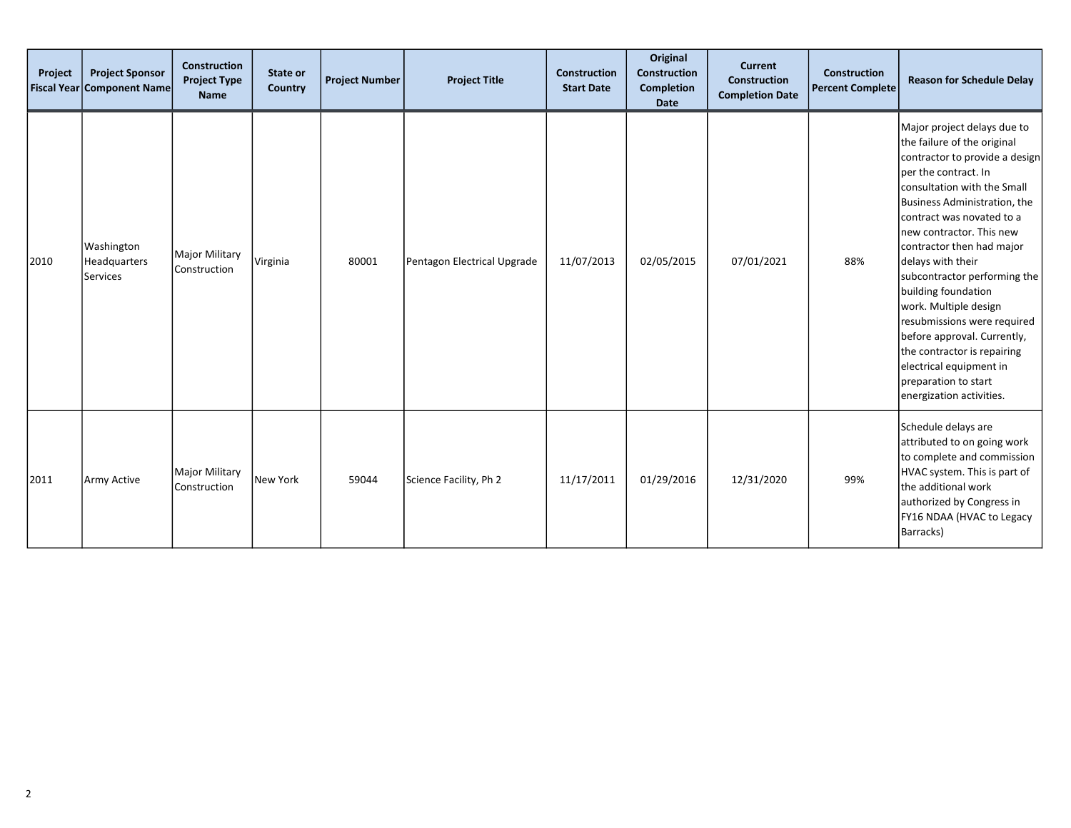| Project Fiscal Year | Project Sponsor Component Name | Construction Project Type Name | State or Country | Project Number | Project Title | Construction Start Date | Original Construction Completion Date | Current Construction Completion Date | Construction Percent Complete | Reason for Schedule Delay |
|---|---|---|---|---|---|---|---|---|---|---|
| 2010 | Washington Headquarters Services | Major Military Construction | Virginia | 80001 | Pentagon Electrical Upgrade | 11/07/2013 | 02/05/2015 | 07/01/2021 | 88% | Major project delays due to the failure of the original contractor to provide a design per the contract. In consultation with the Small Business Administration, the contract was novated to a new contractor. This new contractor then had major delays with their subcontractor performing the building foundation work. Multiple design resubmissions were required before approval. Currently, the contractor is repairing electrical equipment in preparation to start energization activities. |
| 2011 | Army Active | Major Military Construction | New York | 59044 | Science Facility, Ph 2 | 11/17/2011 | 01/29/2016 | 12/31/2020 | 99% | Schedule delays are attributed to on going work to complete and commission HVAC system. This is part of the additional work authorized by Congress in FY16 NDAA (HVAC to Legacy Barracks) |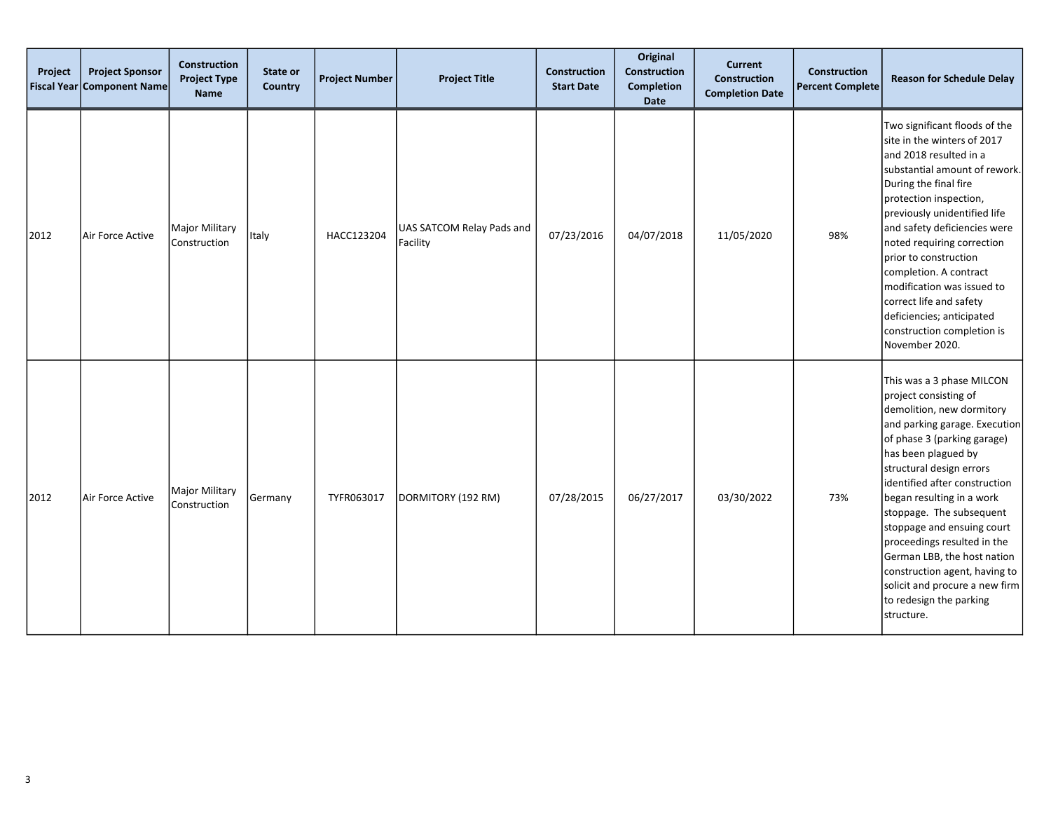| Project Fiscal Year | Project Sponsor Component Name | Construction Project Type Name | State or Country | Project Number | Project Title | Construction Start Date | Original Construction Completion Date | Current Construction Completion Date | Construction Percent Complete | Reason for Schedule Delay |
|---|---|---|---|---|---|---|---|---|---|---|
| 2012 | Air Force Active | Major Military Construction | Italy | HACC123204 | UAS SATCOM Relay Pads and Facility | 07/23/2016 | 04/07/2018 | 11/05/2020 | 98% | Two significant floods of the site in the winters of 2017 and 2018 resulted in a substantial amount of rework. During the final fire protection inspection, previously unidentified life and safety deficiencies were noted requiring correction prior to construction completion. A contract modification was issued to correct life and safety deficiencies; anticipated construction completion is November 2020. |
| 2012 | Air Force Active | Major Military Construction | Germany | TYFR063017 | DORMITORY (192 RM) | 07/28/2015 | 06/27/2017 | 03/30/2022 | 73% | This was a 3 phase MILCON project consisting of demolition, new dormitory and parking garage. Execution of phase 3 (parking garage) has been plagued by structural design errors identified after construction began resulting in a work stoppage. The subsequent stoppage and ensuing court proceedings resulted in the German LBB, the host nation construction agent, having to solicit and procure a new firm to redesign the parking structure. |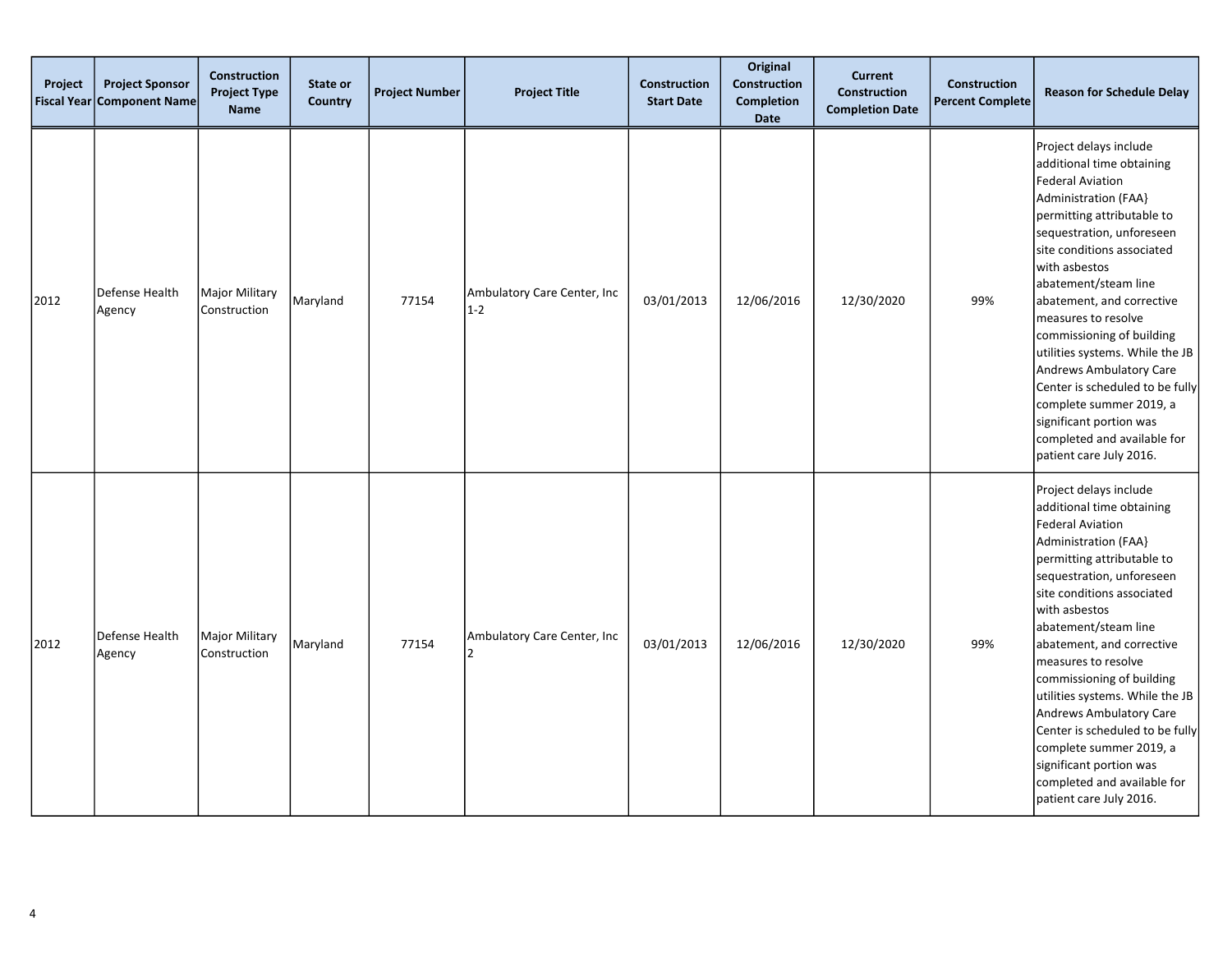| Project Fiscal Year | Project Sponsor Component Name | Construction Project Type Name | State or Country | Project Number | Project Title | Construction Start Date | Original Construction Completion Date | Current Construction Completion Date | Construction Percent Complete | Reason for Schedule Delay |
|---|---|---|---|---|---|---|---|---|---|---|
| 2012 | Defense Health Agency | Major Military Construction | Maryland | 77154 | Ambulatory Care Center, Inc 1-2 | 03/01/2013 | 12/06/2016 | 12/30/2020 | 99% | Project delays include additional time obtaining Federal Aviation Administration (FAA} permitting attributable to sequestration, unforeseen site conditions associated with asbestos abatement/steam line abatement, and corrective measures to resolve commissioning of building utilities systems. While the JB Andrews Ambulatory Care Center is scheduled to be fully complete summer 2019, a significant portion was completed and available for patient care July 2016. |
| 2012 | Defense Health Agency | Major Military Construction | Maryland | 77154 | Ambulatory Care Center, Inc 2 | 03/01/2013 | 12/06/2016 | 12/30/2020 | 99% | Project delays include additional time obtaining Federal Aviation Administration (FAA} permitting attributable to sequestration, unforeseen site conditions associated with asbestos abatement/steam line abatement, and corrective measures to resolve commissioning of building utilities systems. While the JB Andrews Ambulatory Care Center is scheduled to be fully complete summer 2019, a significant portion was completed and available for patient care July 2016. |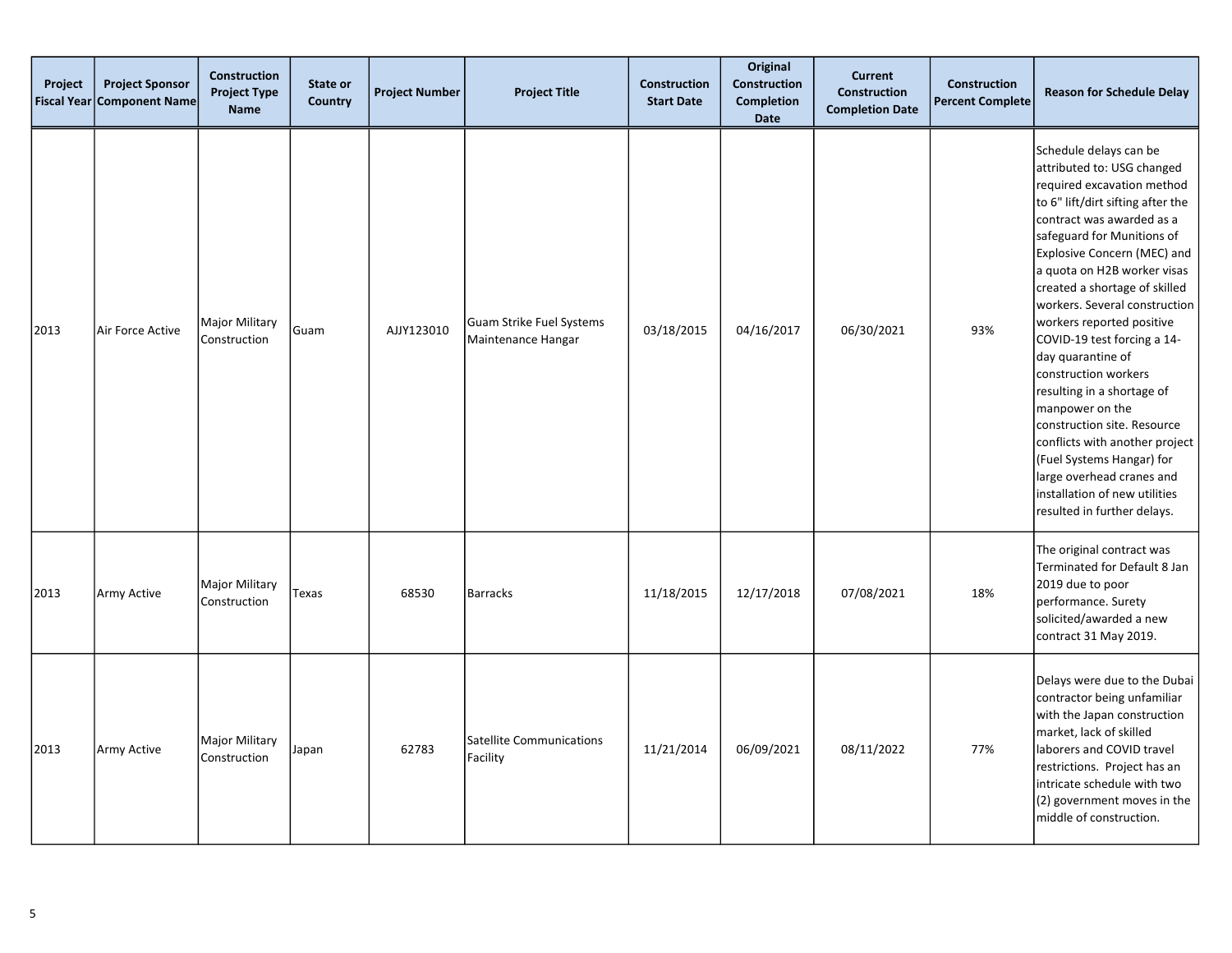| Project Fiscal Year | Project Sponsor Component Name | Construction Project Type Name | State or Country | Project Number | Project Title | Construction Start Date | Original Construction Completion Date | Current Construction Completion Date | Construction Percent Complete | Reason for Schedule Delay |
|---|---|---|---|---|---|---|---|---|---|---|
| 2013 | Air Force Active | Major Military Construction | Guam | AJJY123010 | Guam Strike Fuel Systems Maintenance Hangar | 03/18/2015 | 04/16/2017 | 06/30/2021 | 93% | Schedule delays can be attributed to: USG changed required excavation method to 6" lift/dirt sifting after the contract was awarded as a safeguard for Munitions of Explosive Concern (MEC) and a quota on H2B worker visas created a shortage of skilled workers. Several construction workers reported positive COVID-19 test forcing a 14-day quarantine of construction workers resulting in a shortage of manpower on the construction site. Resource conflicts with another project (Fuel Systems Hangar) for large overhead cranes and installation of new utilities resulted in further delays. |
| 2013 | Army Active | Major Military Construction | Texas | 68530 | Barracks | 11/18/2015 | 12/17/2018 | 07/08/2021 | 18% | The original contract was Terminated for Default 8 Jan 2019 due to poor performance. Surety solicited/awarded a new contract 31 May 2019. |
| 2013 | Army Active | Major Military Construction | Japan | 62783 | Satellite Communications Facility | 11/21/2014 | 06/09/2021 | 08/11/2022 | 77% | Delays were due to the Dubai contractor being unfamiliar with the Japan construction market, lack of skilled laborers and COVID travel restrictions. Project has an intricate schedule with two (2) government moves in the middle of construction. |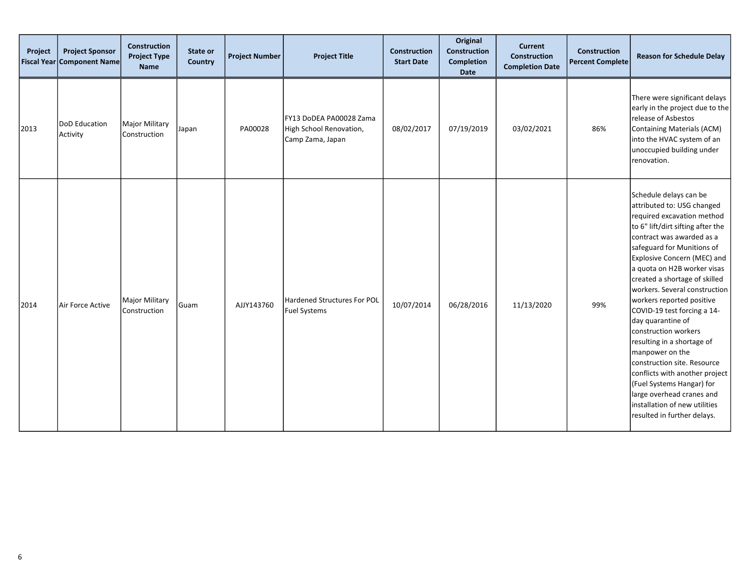| Project Fiscal Year | Project Sponsor Component Name | Construction Project Type Name | State or Country | Project Number | Project Title | Construction Start Date | Original Construction Completion Date | Current Construction Completion Date | Construction Percent Complete | Reason for Schedule Delay |
|---|---|---|---|---|---|---|---|---|---|---|
| 2013 | DoD Education Activity | Major Military Construction | Japan | PA00028 | FY13 DoDEA PA00028 Zama High School Renovation, Camp Zama, Japan | 08/02/2017 | 07/19/2019 | 03/02/2021 | 86% | There were significant delays early in the project due to the release of Asbestos Containing Materials (ACM) into the HVAC system of an unoccupied building under renovation. |
| 2014 | Air Force Active | Major Military Construction | Guam | AJJY143760 | Hardened Structures For POL Fuel Systems | 10/07/2014 | 06/28/2016 | 11/13/2020 | 99% | Schedule delays can be attributed to: USG changed required excavation method to 6" lift/dirt sifting after the contract was awarded as a safeguard for Munitions of Explosive Concern (MEC) and a quota on H2B worker visas created a shortage of skilled workers. Several construction workers reported positive COVID-19 test forcing a 14-day quarantine of construction workers resulting in a shortage of manpower on the construction site. Resource conflicts with another project (Fuel Systems Hangar) for large overhead cranes and installation of new utilities resulted in further delays. |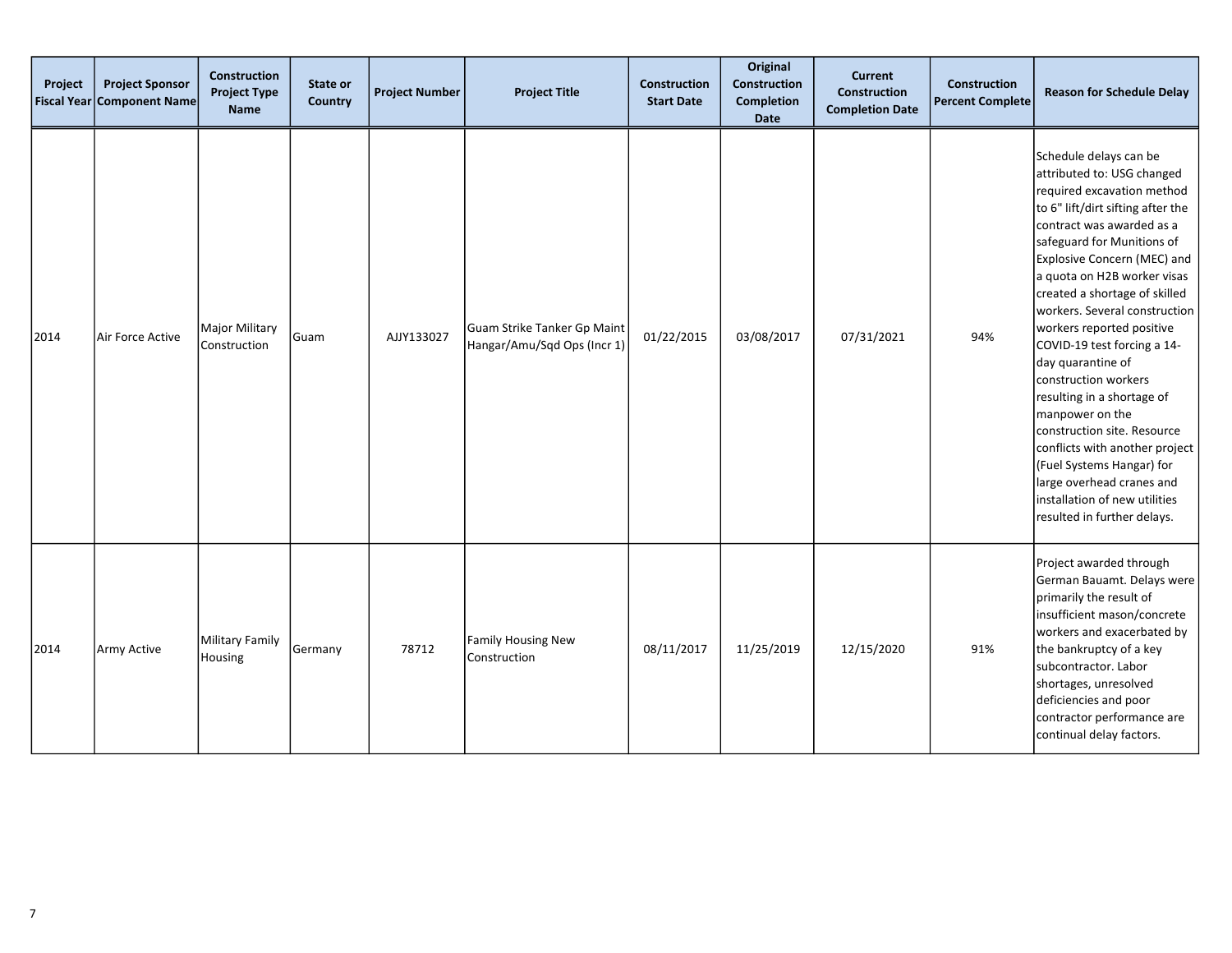| Project Fiscal Year | Project Sponsor Component Name | Construction Project Type Name | State or Country | Project Number | Project Title | Construction Start Date | Original Construction Completion Date | Current Construction Completion Date | Construction Percent Complete | Reason for Schedule Delay |
|---|---|---|---|---|---|---|---|---|---|---|
| 2014 | Air Force Active | Major Military Construction | Guam | AJJY133027 | Guam Strike Tanker Gp Maint Hangar/Amu/Sqd Ops (Incr 1) | 01/22/2015 | 03/08/2017 | 07/31/2021 | 94% | Schedule delays can be attributed to: USG changed required excavation method to 6" lift/dirt sifting after the contract was awarded as a safeguard for Munitions of Explosive Concern (MEC) and a quota on H2B worker visas created a shortage of skilled workers. Several construction workers reported positive COVID-19 test forcing a 14-day quarantine of construction workers resulting in a shortage of manpower on the construction site. Resource conflicts with another project (Fuel Systems Hangar) for large overhead cranes and installation of new utilities resulted in further delays. |
| 2014 | Army Active | Military Family Housing | Germany | 78712 | Family Housing New Construction | 08/11/2017 | 11/25/2019 | 12/15/2020 | 91% | Project awarded through German Bauamt. Delays were primarily the result of insufficient mason/concrete workers and exacerbated by the bankruptcy of a key subcontractor. Labor shortages, unresolved deficiencies and poor contractor performance are continual delay factors. |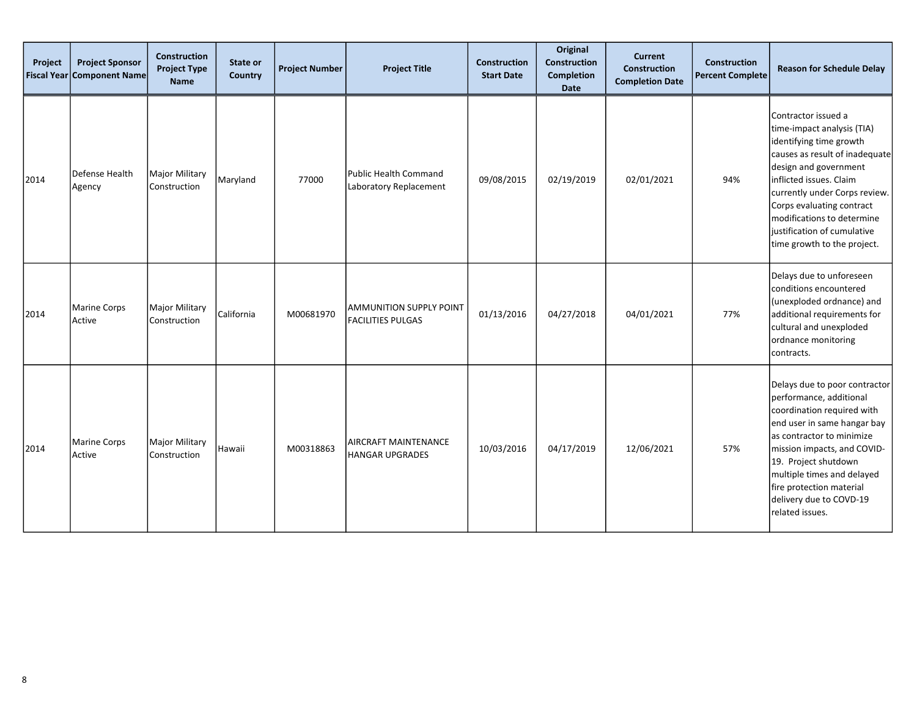| Project Fiscal Year | Project Sponsor Component Name | Construction Project Type Name | State or Country | Project Number | Project Title | Construction Start Date | Original Construction Completion Date | Current Construction Completion Date | Construction Percent Complete | Reason for Schedule Delay |
|---|---|---|---|---|---|---|---|---|---|---|
| 2014 | Defense Health Agency | Major Military Construction | Maryland | 77000 | Public Health Command Laboratory Replacement | 09/08/2015 | 02/19/2019 | 02/01/2021 | 94% | Contractor issued a time-impact analysis (TIA) identifying time growth causes as result of inadequate design and government inflicted issues. Claim currently under Corps review. Corps evaluating contract modifications to determine justification of cumulative time growth to the project. |
| 2014 | Marine Corps Active | Major Military Construction | California | M00681970 | AMMUNITION SUPPLY POINT FACILITIES PULGAS | 01/13/2016 | 04/27/2018 | 04/01/2021 | 77% | Delays due to unforeseen conditions encountered (unexploded ordnance) and additional requirements for cultural and unexploded ordnance monitoring contracts. |
| 2014 | Marine Corps Active | Major Military Construction | Hawaii | M00318863 | AIRCRAFT MAINTENANCE HANGAR UPGRADES | 10/03/2016 | 04/17/2019 | 12/06/2021 | 57% | Delays due to poor contractor performance, additional coordination required with end user in same hangar bay as contractor to minimize mission impacts, and COVID-19. Project shutdown multiple times and delayed fire protection material delivery due to COVD-19 related issues. |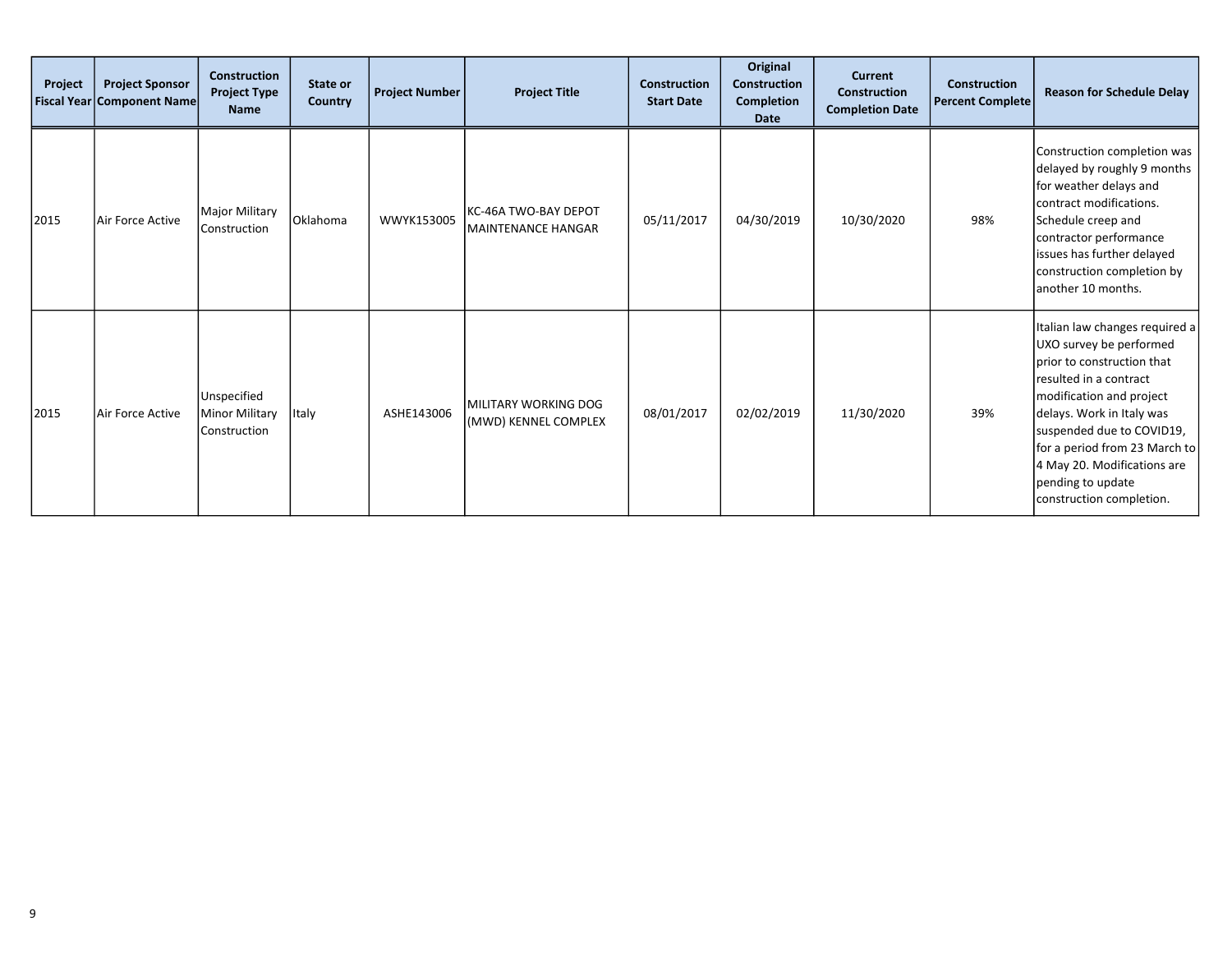| Project Fiscal Year | Project Sponsor Component Name | Construction Project Type Name | State or Country | Project Number | Project Title | Construction Start Date | Original Construction Completion Date | Current Construction Completion Date | Construction Percent Complete | Reason for Schedule Delay |
|---|---|---|---|---|---|---|---|---|---|---|
| 2015 | Air Force Active | Major Military Construction | Oklahoma | WWYK153005 | KC-46A TWO-BAY DEPOT MAINTENANCE HANGAR | 05/11/2017 | 04/30/2019 | 10/30/2020 | 98% | Construction completion was delayed by roughly 9 months for weather delays and contract modifications. Schedule creep and contractor performance issues has further delayed construction completion by another 10 months. |
| 2015 | Air Force Active | Unspecified Minor Military Construction | Italy | ASHE143006 | MILITARY WORKING DOG (MWD) KENNEL COMPLEX | 08/01/2017 | 02/02/2019 | 11/30/2020 | 39% | Italian law changes required a UXO survey be performed prior to construction that resulted in a contract modification and project delays. Work in Italy was suspended due to COVID19, for a period from 23 March to 4 May 20. Modifications are pending to update construction completion. |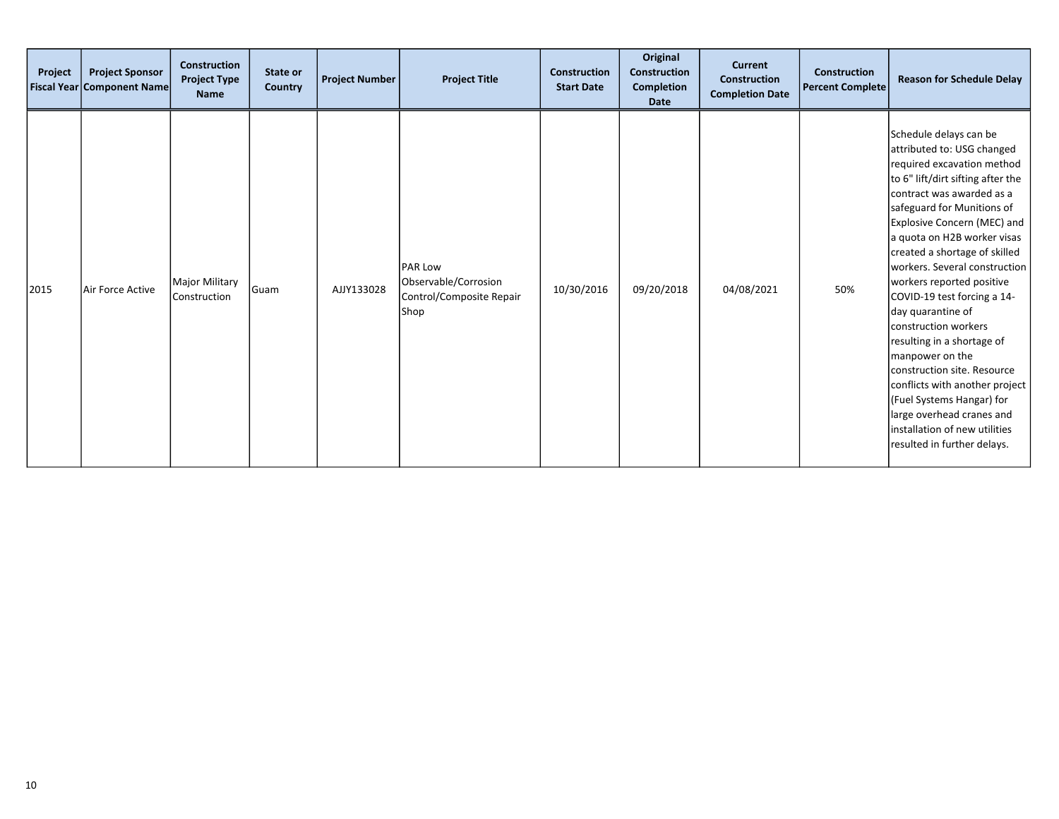| Project Fiscal Year | Project Sponsor Component Name | Construction Project Type Name | State or Country | Project Number | Project Title | Construction Start Date | Original Construction Completion Date | Current Construction Completion Date | Construction Percent Complete | Reason for Schedule Delay |
|---|---|---|---|---|---|---|---|---|---|---|
| 2015 | Air Force Active | Major Military Construction | Guam | AJJY133028 | PAR Low Observable/Corrosion Control/Composite Repair Shop | 10/30/2016 | 09/20/2018 | 04/08/2021 | 50% | Schedule delays can be attributed to: USG changed required excavation method to 6" lift/dirt sifting after the contract was awarded as a safeguard for Munitions of Explosive Concern (MEC) and a quota on H2B worker visas created a shortage of skilled workers. Several construction workers reported positive COVID-19 test forcing a 14-day quarantine of construction workers resulting in a shortage of manpower on the construction site. Resource conflicts with another project (Fuel Systems Hangar) for large overhead cranes and installation of new utilities resulted in further delays. |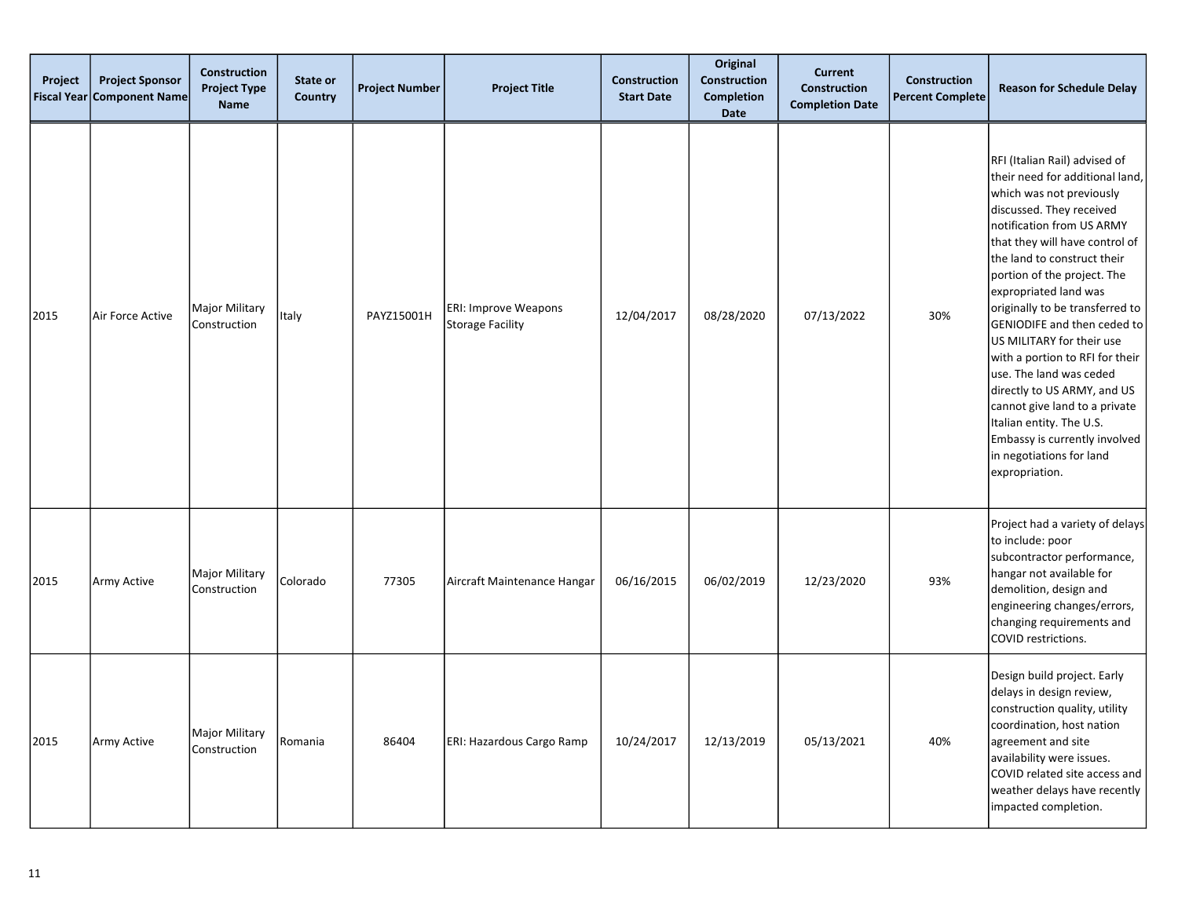| Project Fiscal Year | Project Sponsor Component Name | Construction Project Type Name | State or Country | Project Number | Project Title | Construction Start Date | Original Construction Completion Date | Current Construction Completion Date | Construction Percent Complete | Reason for Schedule Delay |
|---|---|---|---|---|---|---|---|---|---|---|
| 2015 | Air Force Active | Major Military Construction | Italy | PAYZ15001H | ERI: Improve Weapons Storage Facility | 12/04/2017 | 08/28/2020 | 07/13/2022 | 30% | RFI (Italian Rail) advised of their need for additional land, which was not previously discussed. They received notification from US ARMY that they will have control of the land to construct their portion of the project. The expropriated land was originally to be transferred to GENIODIFE and then ceded to US MILITARY for their use with a portion to RFI for their use. The land was ceded directly to US ARMY, and US cannot give land to a private Italian entity. The U.S. Embassy is currently involved in negotiations for land expropriation. |
| 2015 | Army Active | Major Military Construction | Colorado | 77305 | Aircraft Maintenance Hangar | 06/16/2015 | 06/02/2019 | 12/23/2020 | 93% | Project had a variety of delays to include: poor subcontractor performance, hangar not available for demolition, design and engineering changes/errors, changing requirements and COVID restrictions. |
| 2015 | Army Active | Major Military Construction | Romania | 86404 | ERI: Hazardous Cargo Ramp | 10/24/2017 | 12/13/2019 | 05/13/2021 | 40% | Design build project. Early delays in design review, construction quality, utility coordination, host nation agreement and site availability were issues. COVID related site access and weather delays have recently impacted completion. |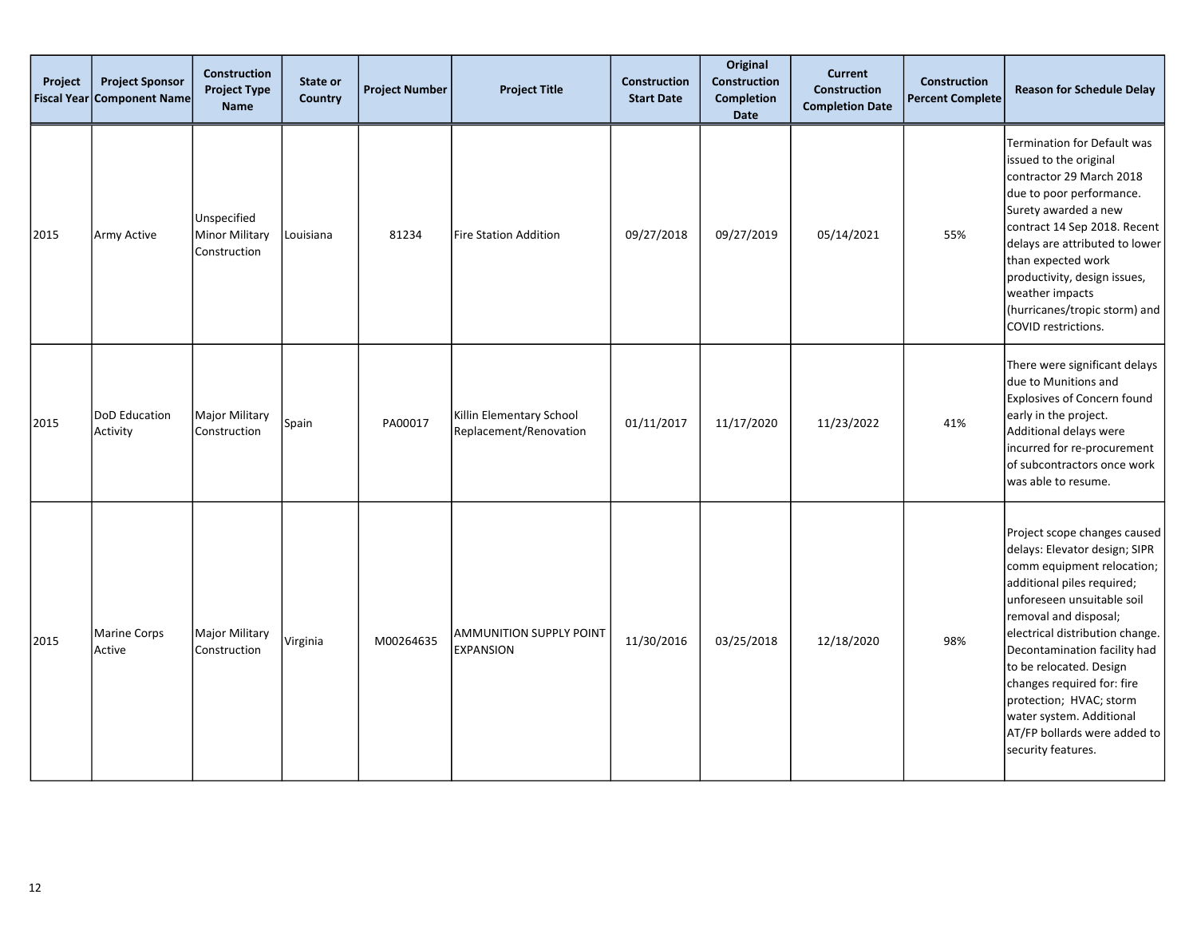| Project Fiscal Year | Project Sponsor Component Name | Construction Project Type Name | State or Country | Project Number | Project Title | Construction Start Date | Original Construction Completion Date | Current Construction Completion Date | Construction Percent Complete | Reason for Schedule Delay |
|---|---|---|---|---|---|---|---|---|---|---|
| 2015 | Army Active | Unspecified Minor Military Construction | Louisiana | 81234 | Fire Station Addition | 09/27/2018 | 09/27/2019 | 05/14/2021 | 55% | Termination for Default was issued to the original contractor 29 March 2018 due to poor performance. Surety awarded a new contract 14 Sep 2018. Recent delays are attributed to lower than expected work productivity, design issues, weather impacts (hurricanes/tropic storm) and COVID restrictions. |
| 2015 | DoD Education Activity | Major Military Construction | Spain | PA00017 | Killin Elementary School Replacement/Renovation | 01/11/2017 | 11/17/2020 | 11/23/2022 | 41% | There were significant delays due to Munitions and Explosives of Concern found early in the project. Additional delays were incurred for re-procurement of subcontractors once work was able to resume. |
| 2015 | Marine Corps Active | Major Military Construction | Virginia | M00264635 | AMMUNITION SUPPLY POINT EXPANSION | 11/30/2016 | 03/25/2018 | 12/18/2020 | 98% | Project scope changes caused delays: Elevator design; SIPR comm equipment relocation; additional piles required; unforeseen unsuitable soil removal and disposal; electrical distribution change. Decontamination facility had to be relocated. Design changes required for: fire protection; HVAC; storm water system. Additional AT/FP bollards were added to security features. |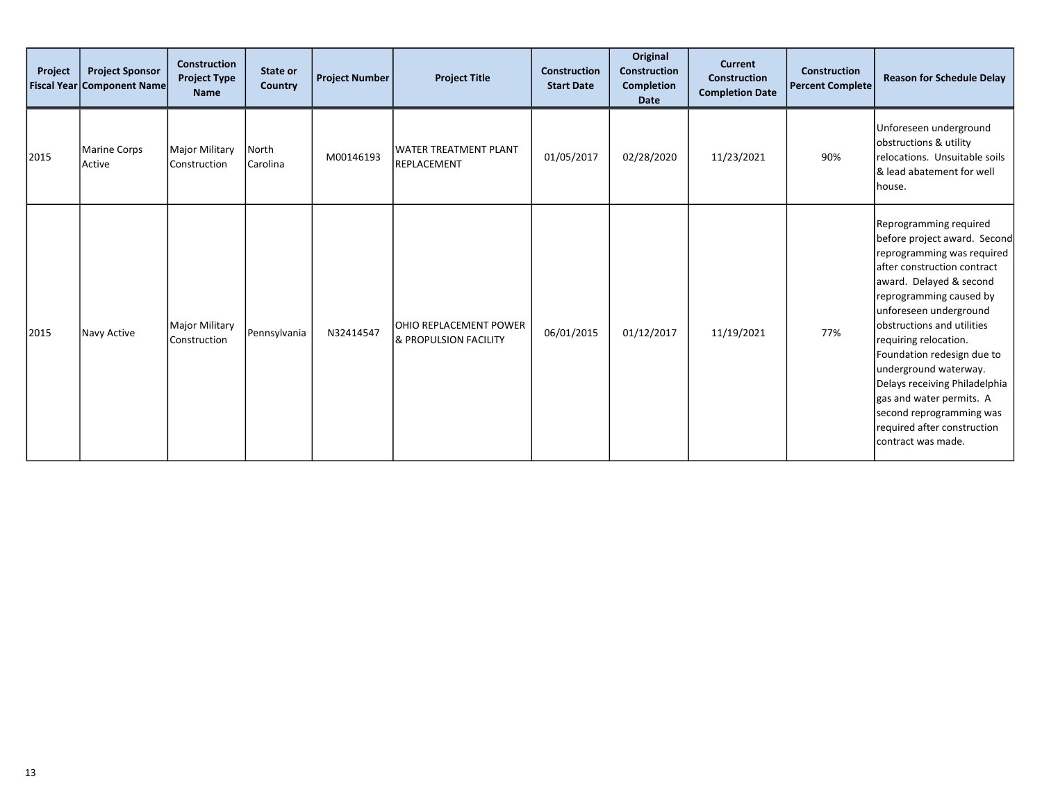| Project Fiscal Year | Project Sponsor Component Name | Construction Project Type Name | State or Country | Project Number | Project Title | Construction Start Date | Original Construction Completion Date | Current Construction Completion Date | Construction Percent Complete | Reason for Schedule Delay |
|---|---|---|---|---|---|---|---|---|---|---|
| 2015 | Marine Corps Active | Major Military Construction | North Carolina | M00146193 | WATER TREATMENT PLANT REPLACEMENT | 01/05/2017 | 02/28/2020 | 11/23/2021 | 90% | Unforeseen underground obstructions & utility relocations. Unsuitable soils & lead abatement for well house. |
| 2015 | Navy Active | Major Military Construction | Pennsylvania | N32414547 | OHIO REPLACEMENT POWER & PROPULSION FACILITY | 06/01/2015 | 01/12/2017 | 11/19/2021 | 77% | Reprogramming required before project award. Second reprogramming was required after construction contract award. Delayed & second reprogramming caused by unforeseen underground obstructions and utilities requiring relocation. Foundation redesign due to underground waterway. Delays receiving Philadelphia gas and water permits. A second reprogramming was required after construction contract was made. |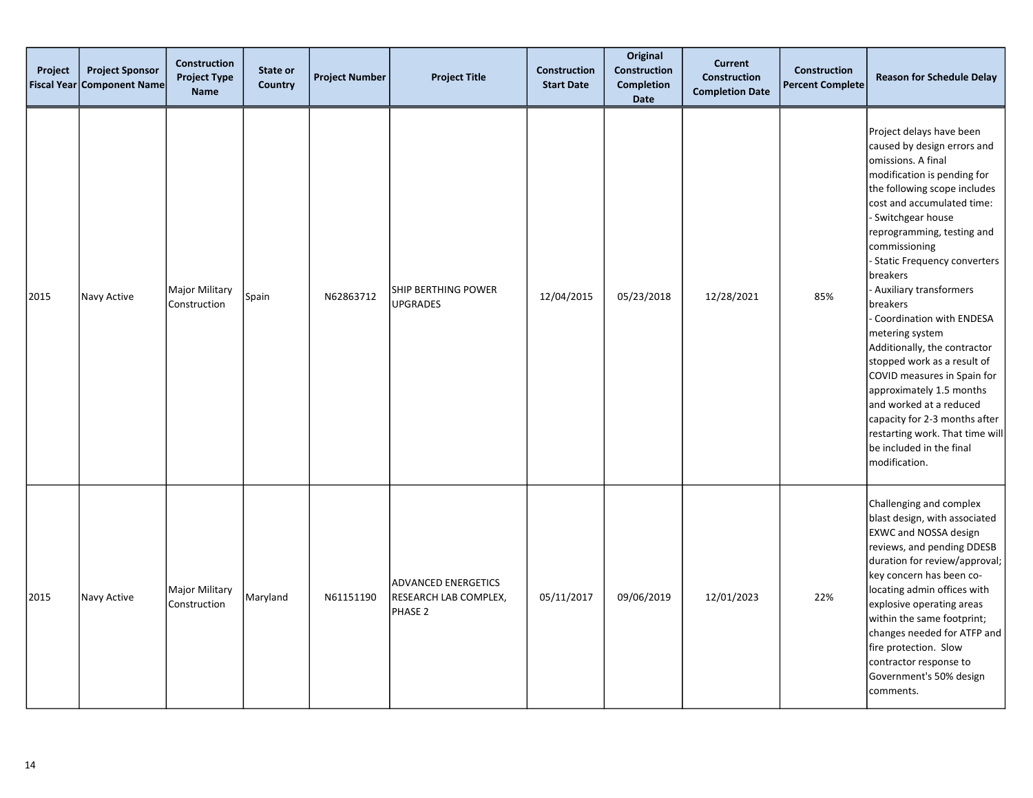| Project Fiscal Year | Project Sponsor Component Name | Construction Project Type Name | State or Country | Project Number | Project Title | Construction Start Date | Original Construction Completion Date | Current Construction Completion Date | Construction Percent Complete | Reason for Schedule Delay |
|---|---|---|---|---|---|---|---|---|---|---|
| 2015 | Navy Active | Major Military Construction | Spain | N62863712 | SHIP BERTHING POWER UPGRADES | 12/04/2015 | 05/23/2018 | 12/28/2021 | 85% | Project delays have been caused by design errors and omissions. A final modification is pending for the following scope includes cost and accumulated time:<br>- Switchgear house reprogramming, testing and commissioning<br>- Static Frequency converters breakers<br>- Auxiliary transformers breakers<br>- Coordination with ENDESA metering system<br>Additionally, the contractor stopped work as a result of COVID measures in Spain for approximately 1.5 months and worked at a reduced capacity for 2-3 months after restarting work. That time will be included in the final modification. |
| 2015 | Navy Active | Major Military Construction | Maryland | N61151190 | ADVANCED ENERGETICS RESEARCH LAB COMPLEX, PHASE 2 | 05/11/2017 | 09/06/2019 | 12/01/2023 | 22% | Challenging and complex blast design, with associated EXWC and NOSSA design reviews, and pending DDESB duration for review/approval; key concern has been co-locating admin offices with explosive operating areas within the same footprint; changes needed for ATFP and fire protection. Slow contractor response to Government's 50% design comments. |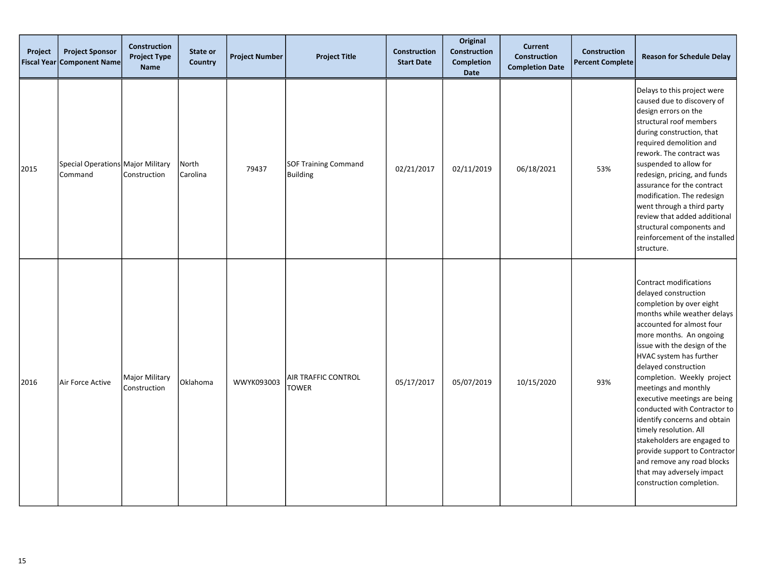| Project Fiscal Year | Project Sponsor Component Name | Construction Project Type Name | State or Country | Project Number | Project Title | Construction Start Date | Original Construction Completion Date | Current Construction Completion Date | Construction Percent Complete | Reason for Schedule Delay |
|---|---|---|---|---|---|---|---|---|---|---|
| 2015 | Special Operations Command | Major Military Construction | North Carolina | 79437 | SOF Training Command Building | 02/21/2017 | 02/11/2019 | 06/18/2021 | 53% | Delays to this project were caused due to discovery of design errors on the structural roof members during construction, that required demolition and rework. The contract was suspended to allow for redesign, pricing, and funds assurance for the contract modification. The redesign went through a third party review that added additional structural components and reinforcement of the installed structure. |
| 2016 | Air Force Active | Major Military Construction | Oklahoma | WWYK093003 | AIR TRAFFIC CONTROL TOWER | 05/17/2017 | 05/07/2019 | 10/15/2020 | 93% | Contract modifications delayed construction completion by over eight months while weather delays accounted for almost four more months. An ongoing issue with the design of the HVAC system has further delayed construction completion. Weekly project meetings and monthly executive meetings are being conducted with Contractor to identify concerns and obtain timely resolution. All stakeholders are engaged to provide support to Contractor and remove any road blocks that may adversely impact construction completion. |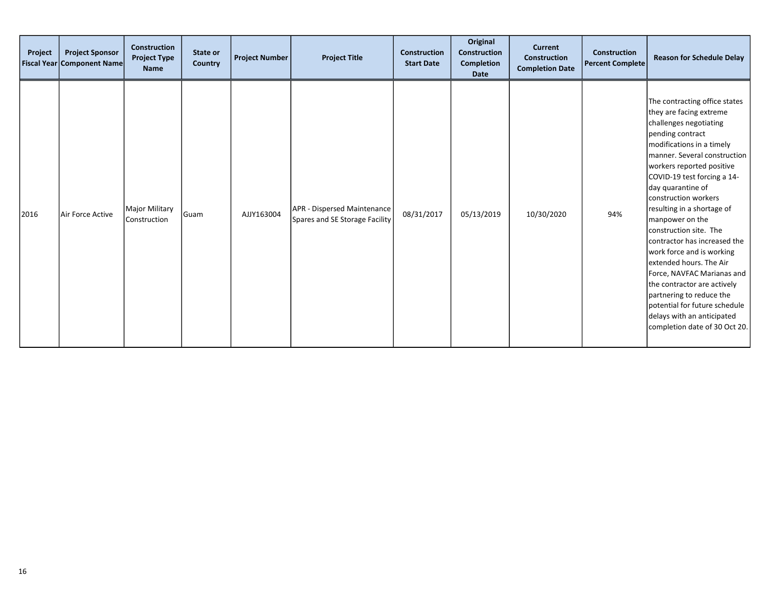| Project Fiscal Year | Project Sponsor Component Name | Construction Project Type Name | State or Country | Project Number | Project Title | Construction Start Date | Original Construction Completion Date | Current Construction Completion Date | Construction Percent Complete | Reason for Schedule Delay |
|---|---|---|---|---|---|---|---|---|---|---|
| 2016 | Air Force Active | Major Military Construction | Guam | AJJY163004 | APR - Dispersed Maintenance Spares and SE Storage Facility | 08/31/2017 | 05/13/2019 | 10/30/2020 | 94% | The contracting office states they are facing extreme challenges negotiating pending contract modifications in a timely manner. Several construction workers reported positive COVID-19 test forcing a 14-day quarantine of construction workers resulting in a shortage of manpower on the construction site. The contractor has increased the work force and is working extended hours. The Air Force, NAVFAC Marianas and the contractor are actively partnering to reduce the potential for future schedule delays with an anticipated completion date of 30 Oct 20. |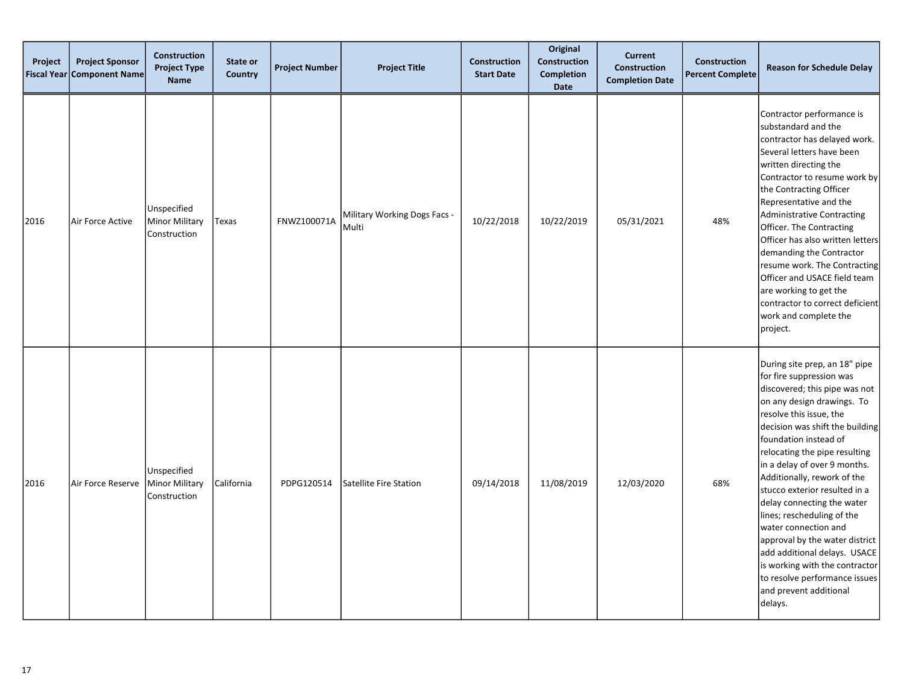| Project Fiscal Year | Project Sponsor Component Name | Construction Project Type Name | State or Country | Project Number | Project Title | Construction Start Date | Original Construction Completion Date | Current Construction Completion Date | Construction Percent Complete | Reason for Schedule Delay |
|---|---|---|---|---|---|---|---|---|---|---|
| 2016 | Air Force Active | Unspecified Minor Military Construction | Texas | FNWZ100071A | Military Working Dogs Facs - Multi | 10/22/2018 | 10/22/2019 | 05/31/2021 | 48% | Contractor performance is substandard and the contractor has delayed work. Several letters have been written directing the Contractor to resume work by the Contracting Officer Representative and the Administrative Contracting Officer. The Contracting Officer has also written letters demanding the Contractor resume work. The Contracting Officer and USACE field team are working to get the contractor to correct deficient work and complete the project. |
| 2016 | Air Force Reserve | Unspecified Minor Military Construction | California | PDPG120514 | Satellite Fire Station | 09/14/2018 | 11/08/2019 | 12/03/2020 | 68% | During site prep, an 18" pipe for fire suppression was discovered; this pipe was not on any design drawings. To resolve this issue, the decision was shift the building foundation instead of relocating the pipe resulting in a delay of over 9 months. Additionally, rework of the stucco exterior resulted in a delay connecting the water lines; rescheduling of the water connection and approval by the water district add additional delays. USACE is working with the contractor to resolve performance issues and prevent additional delays. |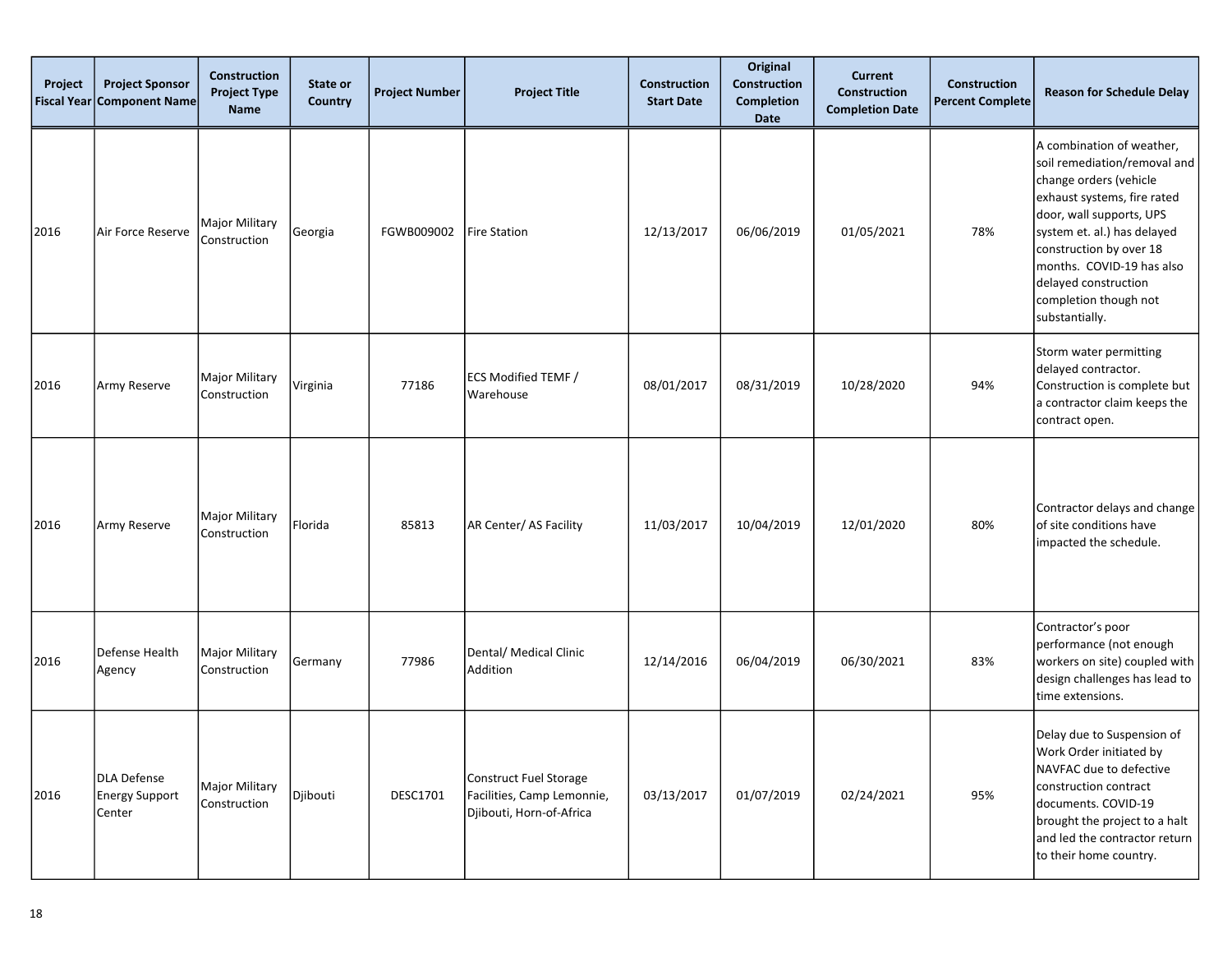| Project Fiscal Year | Project Sponsor Component Name | Construction Project Type Name | State or Country | Project Number | Project Title | Construction Start Date | Original Construction Completion Date | Current Construction Completion Date | Construction Percent Complete | Reason for Schedule Delay |
|---|---|---|---|---|---|---|---|---|---|---|
| 2016 | Air Force Reserve | Major Military Construction | Georgia | FGWB009002 | Fire Station | 12/13/2017 | 06/06/2019 | 01/05/2021 | 78% | A combination of weather, soil remediation/removal and change orders (vehicle exhaust systems, fire rated door, wall supports, UPS system et. al.) has delayed construction by over 18 months. COVID-19 has also delayed construction completion though not substantially. |
| 2016 | Army Reserve | Major Military Construction | Virginia | 77186 | ECS Modified TEMF / Warehouse | 08/01/2017 | 08/31/2019 | 10/28/2020 | 94% | Storm water permitting delayed contractor. Construction is complete but a contractor claim keeps the contract open. |
| 2016 | Army Reserve | Major Military Construction | Florida | 85813 | AR Center/ AS Facility | 11/03/2017 | 10/04/2019 | 12/01/2020 | 80% | Contractor delays and change of site conditions have impacted the schedule. |
| 2016 | Defense Health Agency | Major Military Construction | Germany | 77986 | Dental/ Medical Clinic Addition | 12/14/2016 | 06/04/2019 | 06/30/2021 | 83% | Contractor's poor performance (not enough workers on site) coupled with design challenges has lead to time extensions. |
| 2016 | DLA Defense Energy Support Center | Major Military Construction | Djibouti | DESC1701 | Construct Fuel Storage Facilities, Camp Lemonnie, Djibouti, Horn-of-Africa | 03/13/2017 | 01/07/2019 | 02/24/2021 | 95% | Delay due to Suspension of Work Order initiated by NAVFAC due to defective construction contract documents. COVID-19 brought the project to a halt and led the contractor return to their home country. |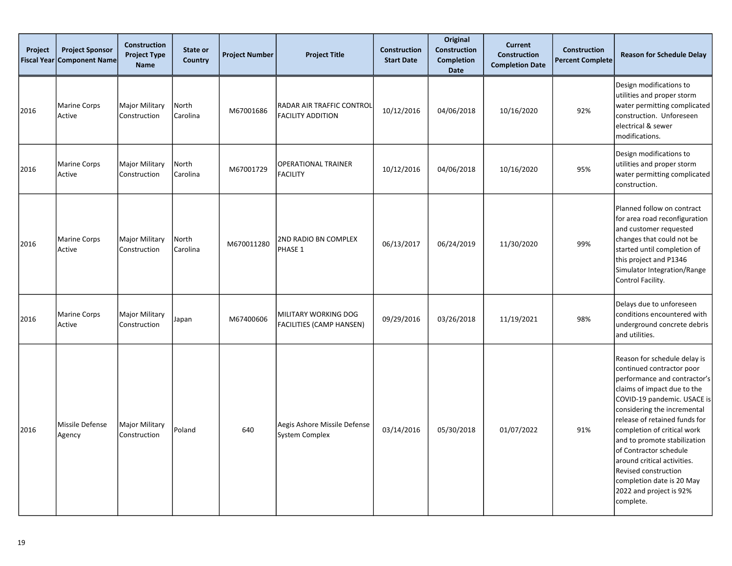| Project Fiscal Year | Project Sponsor Component Name | Construction Project Type Name | State or Country | Project Number | Project Title | Construction Start Date | Original Construction Completion Date | Current Construction Completion Date | Construction Percent Complete | Reason for Schedule Delay |
|---|---|---|---|---|---|---|---|---|---|---|
| 2016 | Marine Corps Active | Major Military Construction | North Carolina | M67001686 | RADAR AIR TRAFFIC CONTROL FACILITY ADDITION | 10/12/2016 | 04/06/2018 | 10/16/2020 | 92% | Design modifications to utilities and proper storm water permitting complicated construction. Unforeseen electrical & sewer modifications. |
| 2016 | Marine Corps Active | Major Military Construction | North Carolina | M67001729 | OPERATIONAL TRAINER FACILITY | 10/12/2016 | 04/06/2018 | 10/16/2020 | 95% | Design modifications to utilities and proper storm water permitting complicated construction. |
| 2016 | Marine Corps Active | Major Military Construction | North Carolina | M670011280 | 2ND RADIO BN COMPLEX PHASE 1 | 06/13/2017 | 06/24/2019 | 11/30/2020 | 99% | Planned follow on contract for area road reconfiguration and customer requested changes that could not be started until completion of this project and P1346 Simulator Integration/Range Control Facility. |
| 2016 | Marine Corps Active | Major Military Construction | Japan | M67400606 | MILITARY WORKING DOG FACILITIES (CAMP HANSEN) | 09/29/2016 | 03/26/2018 | 11/19/2021 | 98% | Delays due to unforeseen conditions encountered with underground concrete debris and utilities. |
| 2016 | Missile Defense Agency | Major Military Construction | Poland | 640 | Aegis Ashore Missile Defense System Complex | 03/14/2016 | 05/30/2018 | 01/07/2022 | 91% | Reason for schedule delay is continued contractor poor performance and contractor's claims of impact due to the COVID-19 pandemic. USACE is considering the incremental release of retained funds for completion of critical work and to promote stabilization of Contractor schedule around critical activities. Revised construction completion date is 20 May 2022 and project is 92% complete. |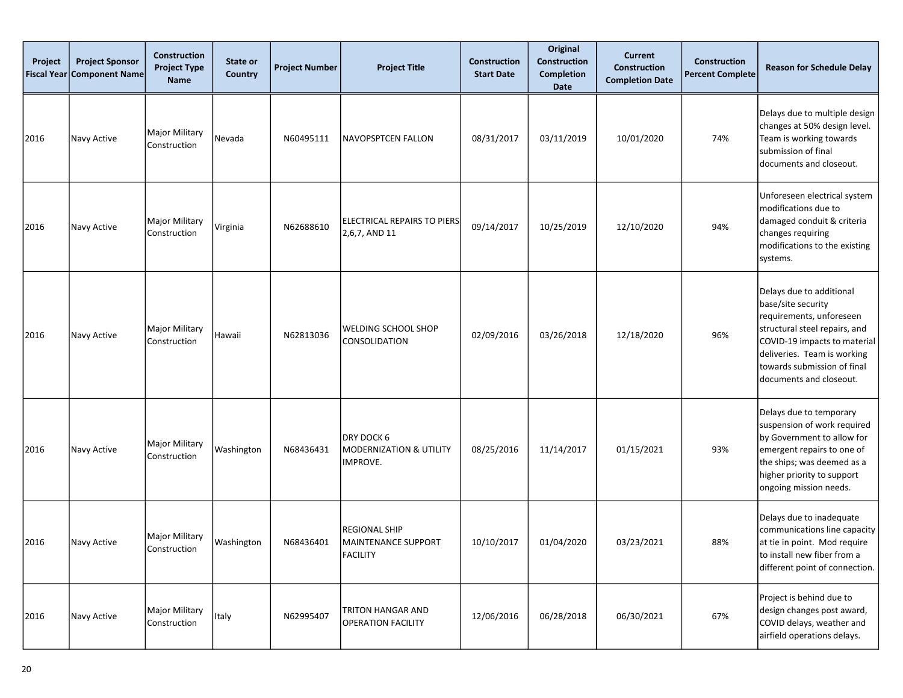| Project Fiscal Year | Project Sponsor Component Name | Construction Project Type Name | State or Country | Project Number | Project Title | Construction Start Date | Original Construction Completion Date | Current Construction Completion Date | Construction Percent Complete | Reason for Schedule Delay |
|---|---|---|---|---|---|---|---|---|---|---|
| 2016 | Navy Active | Major Military Construction | Nevada | N60495111 | NAVOPSPTCEN FALLON | 08/31/2017 | 03/11/2019 | 10/01/2020 | 74% | Delays due to multiple design changes at 50% design level. Team is working towards submission of final documents and closeout. |
| 2016 | Navy Active | Major Military Construction | Virginia | N62688610 | ELECTRICAL REPAIRS TO PIERS 2,6,7, AND 11 | 09/14/2017 | 10/25/2019 | 12/10/2020 | 94% | Unforeseen electrical system modifications due to damaged conduit & criteria changes requiring modifications to the existing systems. |
| 2016 | Navy Active | Major Military Construction | Hawaii | N62813036 | WELDING SCHOOL SHOP CONSOLIDATION | 02/09/2016 | 03/26/2018 | 12/18/2020 | 96% | Delays due to additional base/site security requirements, unforeseen structural steel repairs, and COVID-19 impacts to material deliveries. Team is working towards submission of final documents and closeout. |
| 2016 | Navy Active | Major Military Construction | Washington | N68436431 | DRY DOCK 6 MODERNIZATION & UTILITY IMPROVE. | 08/25/2016 | 11/14/2017 | 01/15/2021 | 93% | Delays due to temporary suspension of work required by Government to allow for emergent repairs to one of the ships; was deemed as a higher priority to support ongoing mission needs. |
| 2016 | Navy Active | Major Military Construction | Washington | N68436401 | REGIONAL SHIP MAINTENANCE SUPPORT FACILITY | 10/10/2017 | 01/04/2020 | 03/23/2021 | 88% | Delays due to inadequate communications line capacity at tie in point. Mod require to install new fiber from a different point of connection. |
| 2016 | Navy Active | Major Military Construction | Italy | N62995407 | TRITON HANGAR AND OPERATION FACILITY | 12/06/2016 | 06/28/2018 | 06/30/2021 | 67% | Project is behind due to design changes post award, COVID delays, weather and airfield operations delays. |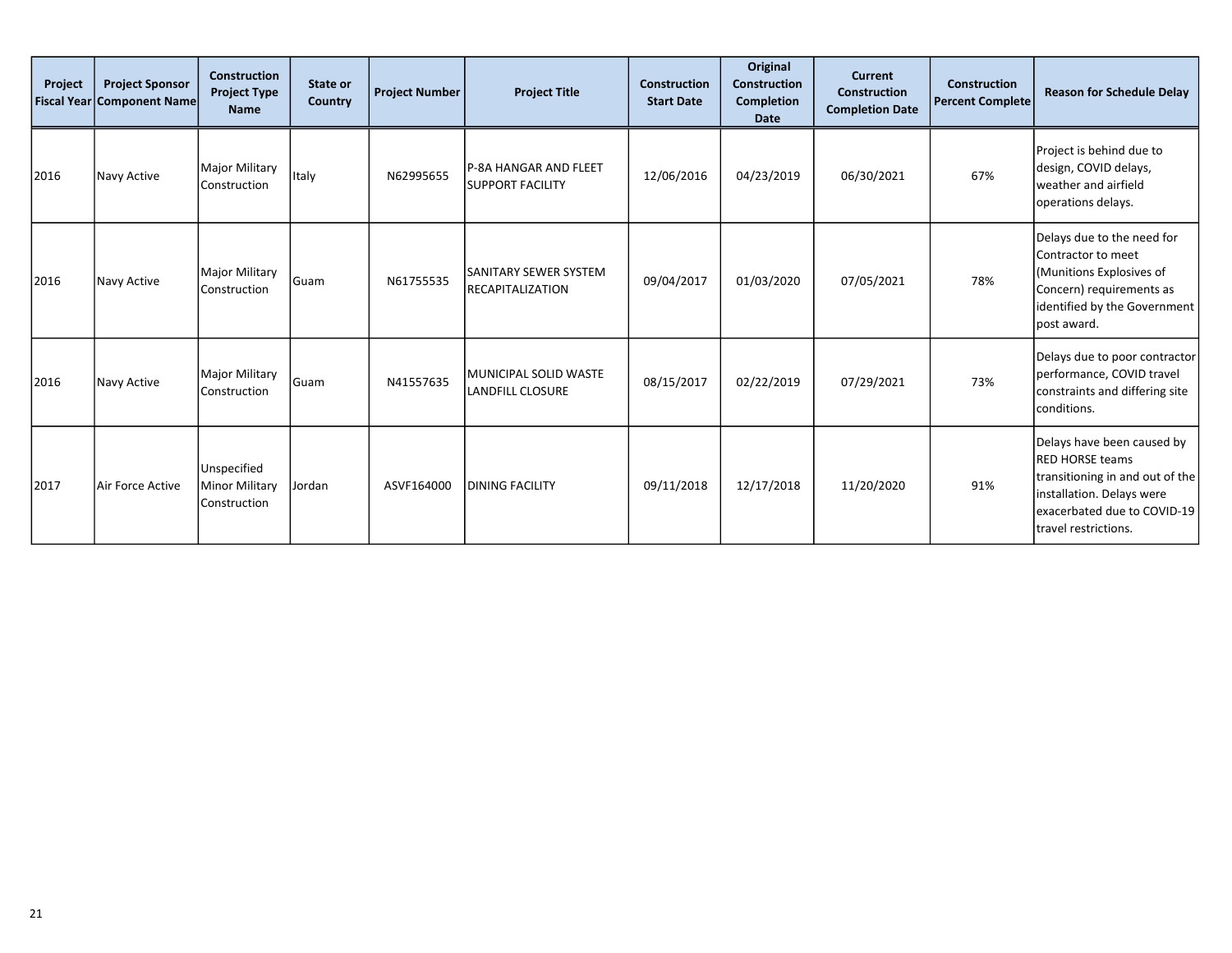| Project Fiscal Year | Project Sponsor Component Name | Construction Project Type Name | State or Country | Project Number | Project Title | Construction Start Date | Original Construction Completion Date | Current Construction Completion Date | Construction Percent Complete | Reason for Schedule Delay |
|---|---|---|---|---|---|---|---|---|---|---|
| 2016 | Navy Active | Major Military Construction | Italy | N62995655 | P-8A HANGAR AND FLEET SUPPORT FACILITY | 12/06/2016 | 04/23/2019 | 06/30/2021 | 67% | Project is behind due to design, COVID delays, weather and airfield operations delays. |
| 2016 | Navy Active | Major Military Construction | Guam | N61755535 | SANITARY SEWER SYSTEM RECAPITALIZATION | 09/04/2017 | 01/03/2020 | 07/05/2021 | 78% | Delays due to the need for Contractor to meet (Munitions Explosives of Concern) requirements as identified by the Government post award. |
| 2016 | Navy Active | Major Military Construction | Guam | N41557635 | MUNICIPAL SOLID WASTE LANDFILL CLOSURE | 08/15/2017 | 02/22/2019 | 07/29/2021 | 73% | Delays due to poor contractor performance, COVID travel constraints and differing site conditions. |
| 2017 | Air Force Active | Unspecified Minor Military Construction | Jordan | ASVF164000 | DINING FACILITY | 09/11/2018 | 12/17/2018 | 11/20/2020 | 91% | Delays have been caused by RED HORSE teams transitioning in and out of the installation. Delays were exacerbated due to COVID-19 travel restrictions. |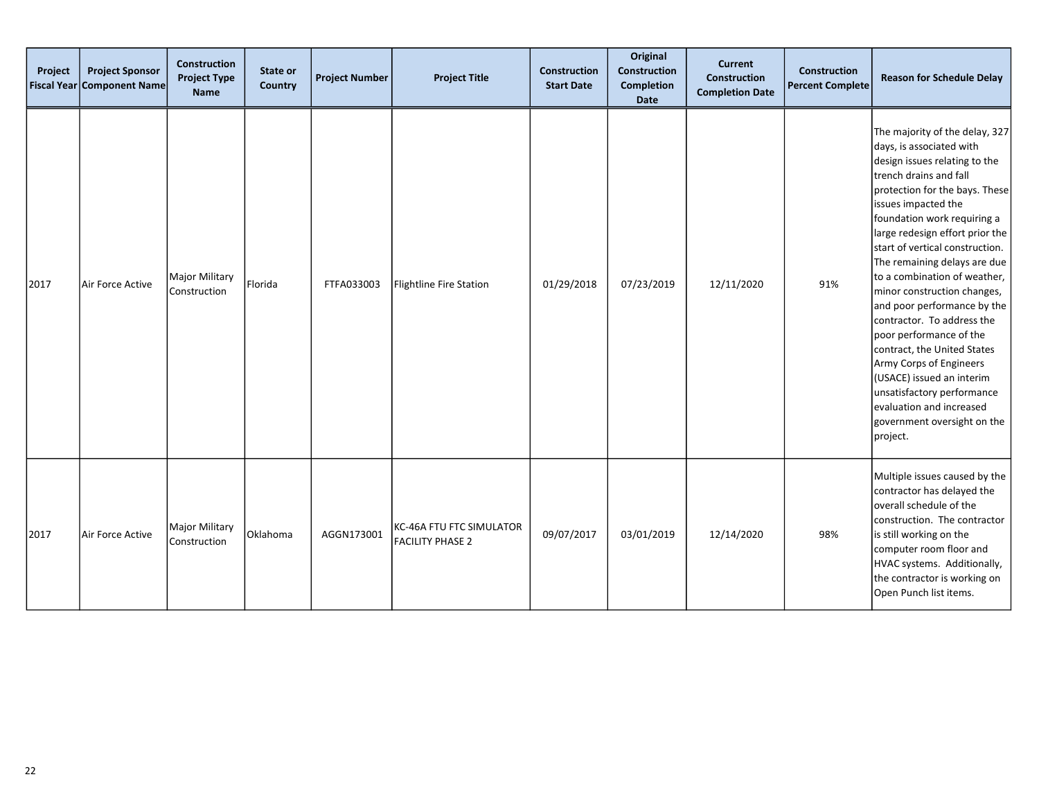| Project Fiscal Year | Project Sponsor Component Name | Construction Project Type Name | State or Country | Project Number | Project Title | Construction Start Date | Original Construction Completion Date | Current Construction Completion Date | Construction Percent Complete | Reason for Schedule Delay |
|---|---|---|---|---|---|---|---|---|---|---|
| 2017 | Air Force Active | Major Military Construction | Florida | FTFA033003 | Flightline Fire Station | 01/29/2018 | 07/23/2019 | 12/11/2020 | 91% | The majority of the delay, 327 days, is associated with design issues relating to the trench drains and fall protection for the bays. These issues impacted the foundation work requiring a large redesign effort prior the start of vertical construction. The remaining delays are due to a combination of weather, minor construction changes, and poor performance by the contractor. To address the poor performance of the contract, the United States Army Corps of Engineers (USACE) issued an interim unsatisfactory performance evaluation and increased government oversight on the project. |
| 2017 | Air Force Active | Major Military Construction | Oklahoma | AGGN173001 | KC-46A FTU FTC SIMULATOR FACILITY PHASE 2 | 09/07/2017 | 03/01/2019 | 12/14/2020 | 98% | Multiple issues caused by the contractor has delayed the overall schedule of the construction. The contractor is still working on the computer room floor and HVAC systems. Additionally, the contractor is working on Open Punch list items. |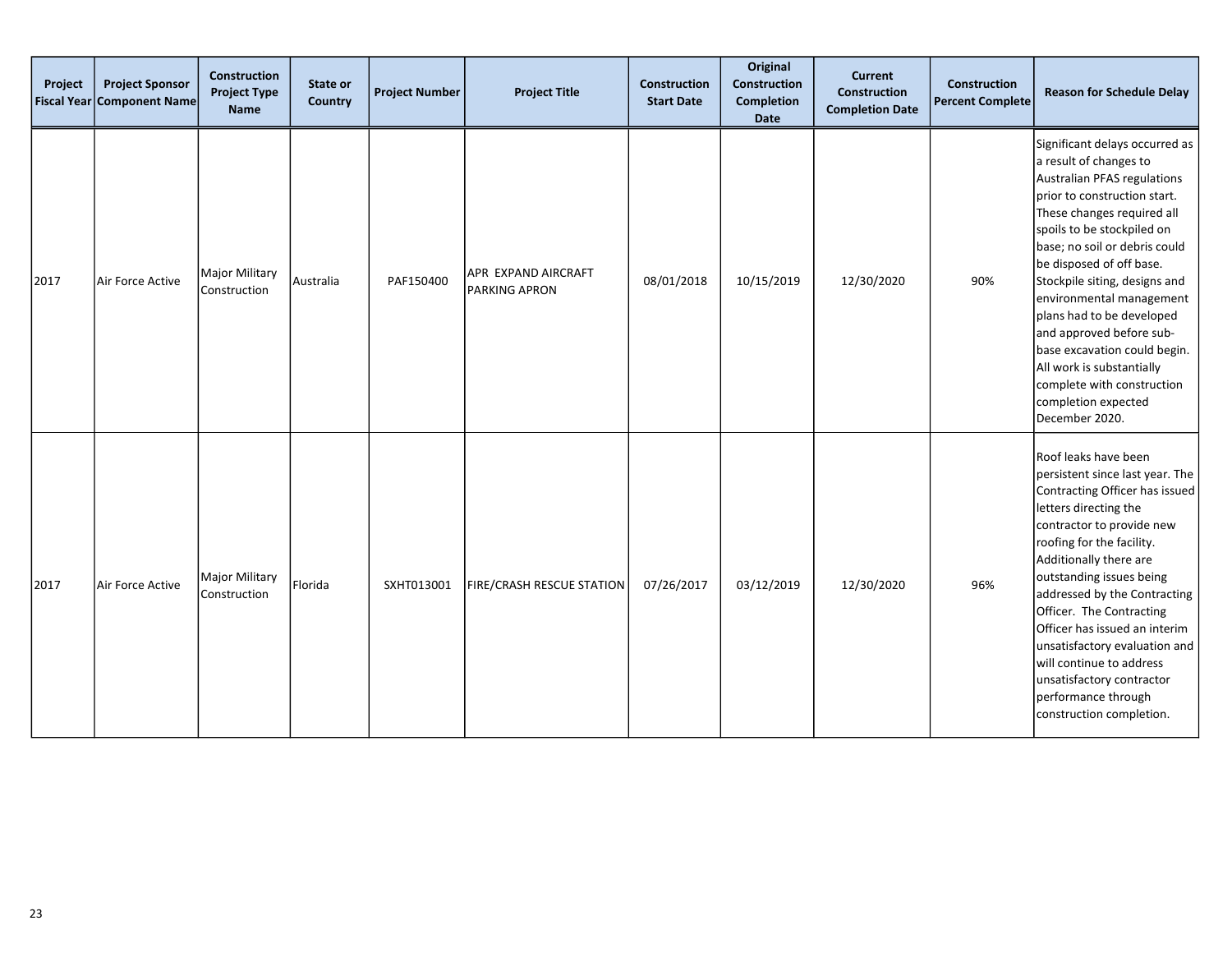| Project Fiscal Year | Project Sponsor Component Name | Construction Project Type Name | State or Country | Project Number | Project Title | Construction Start Date | Original Construction Completion Date | Current Construction Completion Date | Construction Percent Complete | Reason for Schedule Delay |
|---|---|---|---|---|---|---|---|---|---|---|
| 2017 | Air Force Active | Major Military Construction | Australia | PAF150400 | APR EXPAND AIRCRAFT PARKING APRON | 08/01/2018 | 10/15/2019 | 12/30/2020 | 90% | Significant delays occurred as a result of changes to Australian PFAS regulations prior to construction start. These changes required all spoils to be stockpiled on base; no soil or debris could be disposed of off base. Stockpile siting, designs and environmental management plans had to be developed and approved before sub-base excavation could begin. All work is substantially complete with construction completion expected December 2020. |
| 2017 | Air Force Active | Major Military Construction | Florida | SXHT013001 | FIRE/CRASH RESCUE STATION | 07/26/2017 | 03/12/2019 | 12/30/2020 | 96% | Roof leaks have been persistent since last year. The Contracting Officer has issued letters directing the contractor to provide new roofing for the facility. Additionally there are outstanding issues being addressed by the Contracting Officer. The Contracting Officer has issued an interim unsatisfactory evaluation and will continue to address unsatisfactory contractor performance through construction completion. |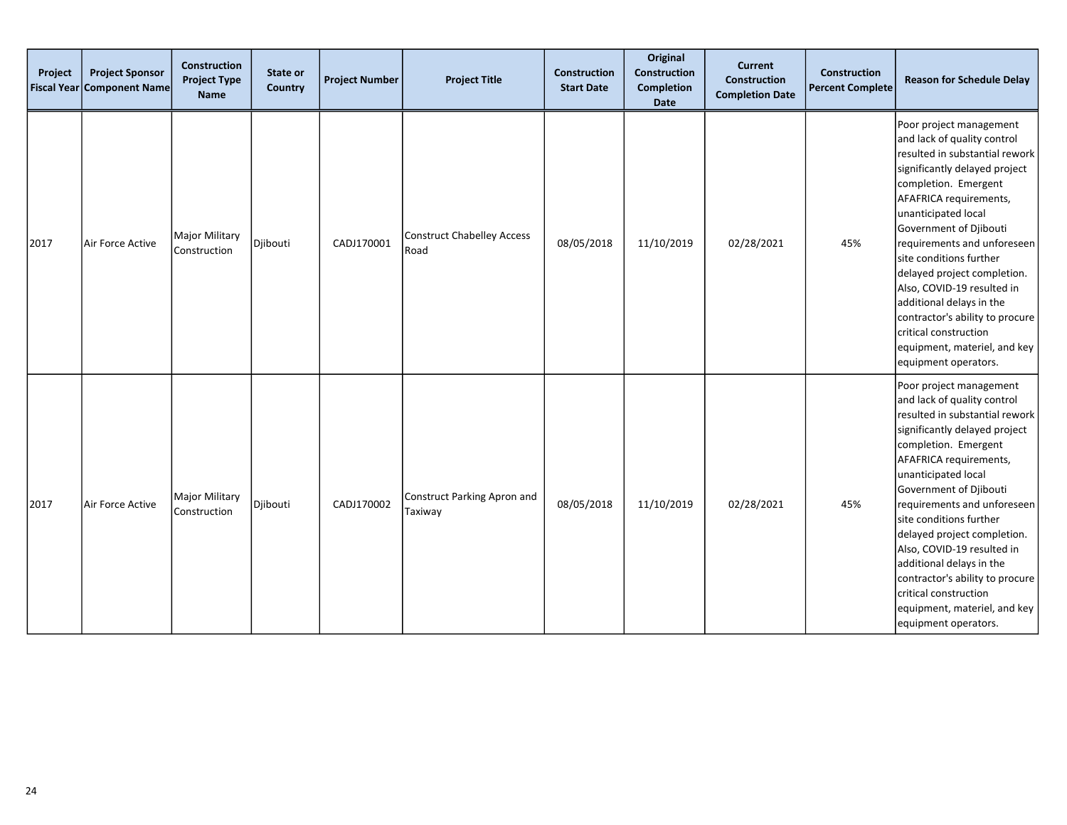| Project Fiscal Year | Project Sponsor Component Name | Construction Project Type Name | State or Country | Project Number | Project Title | Construction Start Date | Original Construction Completion Date | Current Construction Completion Date | Construction Percent Complete | Reason for Schedule Delay |
|---|---|---|---|---|---|---|---|---|---|---|
| 2017 | Air Force Active | Major Military Construction | Djibouti | CADJ170001 | Construct Chabelley Access Road | 08/05/2018 | 11/10/2019 | 02/28/2021 | 45% | Poor project management and lack of quality control resulted in substantial rework significantly delayed project completion. Emergent AFAFRICA requirements, unanticipated local Government of Djibouti requirements and unforeseen site conditions further delayed project completion. Also, COVID-19 resulted in additional delays in the contractor's ability to procure critical construction equipment, materiel, and key equipment operators. |
| 2017 | Air Force Active | Major Military Construction | Djibouti | CADJ170002 | Construct Parking Apron and Taxiway | 08/05/2018 | 11/10/2019 | 02/28/2021 | 45% | Poor project management and lack of quality control resulted in substantial rework significantly delayed project completion. Emergent AFAFRICA requirements, unanticipated local Government of Djibouti requirements and unforeseen site conditions further delayed project completion. Also, COVID-19 resulted in additional delays in the contractor's ability to procure critical construction equipment, materiel, and key equipment operators. |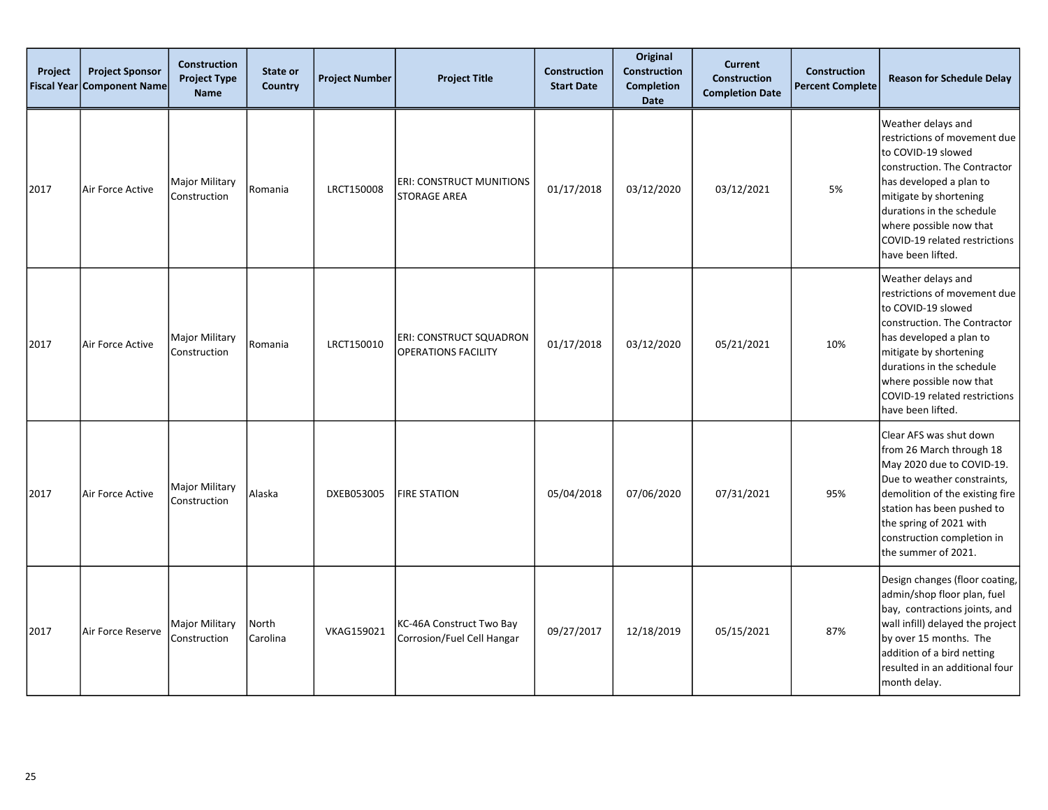| Project Fiscal Year | Project Sponsor Component Name | Construction Project Type Name | State or Country | Project Number | Project Title | Construction Start Date | Original Construction Completion Date | Current Construction Completion Date | Construction Percent Complete | Reason for Schedule Delay |
|---|---|---|---|---|---|---|---|---|---|---|
| 2017 | Air Force Active | Major Military Construction | Romania | LRCT150008 | ERI: CONSTRUCT MUNITIONS STORAGE AREA | 01/17/2018 | 03/12/2020 | 03/12/2021 | 5% | Weather delays and restrictions of movement due to COVID-19 slowed construction. The Contractor has developed a plan to mitigate by shortening durations in the schedule where possible now that COVID-19 related restrictions have been lifted. |
| 2017 | Air Force Active | Major Military Construction | Romania | LRCT150010 | ERI: CONSTRUCT SQUADRON OPERATIONS FACILITY | 01/17/2018 | 03/12/2020 | 05/21/2021 | 10% | Weather delays and restrictions of movement due to COVID-19 slowed construction. The Contractor has developed a plan to mitigate by shortening durations in the schedule where possible now that COVID-19 related restrictions have been lifted. |
| 2017 | Air Force Active | Major Military Construction | Alaska | DXEB053005 | FIRE STATION | 05/04/2018 | 07/06/2020 | 07/31/2021 | 95% | Clear AFS was shut down from 26 March through 18 May 2020 due to COVID-19. Due to weather constraints, demolition of the existing fire station has been pushed to the spring of 2021 with construction completion in the summer of 2021. |
| 2017 | Air Force Reserve | Major Military Construction | North Carolina | VKAG159021 | KC-46A Construct Two Bay Corrosion/Fuel Cell Hangar | 09/27/2017 | 12/18/2019 | 05/15/2021 | 87% | Design changes (floor coating, admin/shop floor plan, fuel bay, contractions joints, and wall infill) delayed the project by over 15 months. The addition of a bird netting resulted in an additional four month delay. |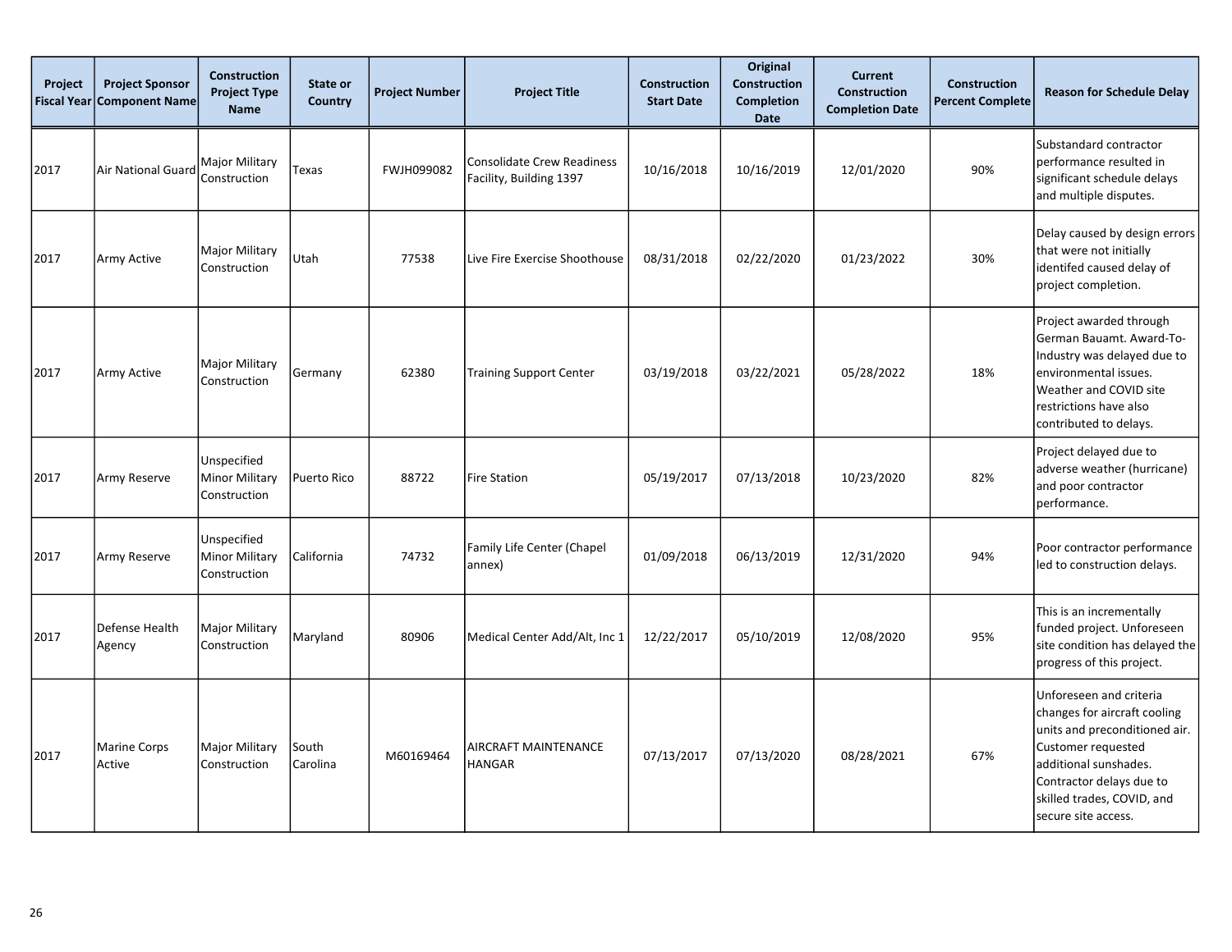| Project Fiscal Year | Project Sponsor Component Name | Construction Project Type Name | State or Country | Project Number | Project Title | Construction Start Date | Original Construction Completion Date | Current Construction Completion Date | Construction Percent Complete | Reason for Schedule Delay |
|---|---|---|---|---|---|---|---|---|---|---|
| 2017 | Air National Guard | Major Military Construction | Texas | FWJH099082 | Consolidate Crew Readiness Facility, Building 1397 | 10/16/2018 | 10/16/2019 | 12/01/2020 | 90% | Substandard contractor performance resulted in significant schedule delays and multiple disputes. |
| 2017 | Army Active | Major Military Construction | Utah | 77538 | Live Fire Exercise Shoothouse | 08/31/2018 | 02/22/2020 | 01/23/2022 | 30% | Delay caused by design errors that were not initially identifed caused delay of project completion. |
| 2017 | Army Active | Major Military Construction | Germany | 62380 | Training Support Center | 03/19/2018 | 03/22/2021 | 05/28/2022 | 18% | Project awarded through German Bauamt. Award-To-Industry was delayed due to environmental issues. Weather and COVID site restrictions have also contributed to delays. |
| 2017 | Army Reserve | Unspecified Minor Military Construction | Puerto Rico | 88722 | Fire Station | 05/19/2017 | 07/13/2018 | 10/23/2020 | 82% | Project delayed due to adverse weather (hurricane) and poor contractor performance. |
| 2017 | Army Reserve | Unspecified Minor Military Construction | California | 74732 | Family Life Center (Chapel annex) | 01/09/2018 | 06/13/2019 | 12/31/2020 | 94% | Poor contractor performance led to construction delays. |
| 2017 | Defense Health Agency | Major Military Construction | Maryland | 80906 | Medical Center Add/Alt, Inc 1 | 12/22/2017 | 05/10/2019 | 12/08/2020 | 95% | This is an incrementally funded project. Unforeseen site condition has delayed the progress of this project. |
| 2017 | Marine Corps Active | Major Military Construction | South Carolina | M60169464 | AIRCRAFT MAINTENANCE HANGAR | 07/13/2017 | 07/13/2020 | 08/28/2021 | 67% | Unforeseen and criteria changes for aircraft cooling units and preconditioned air. Customer requested additional sunshades. Contractor delays due to skilled trades, COVID, and secure site access. |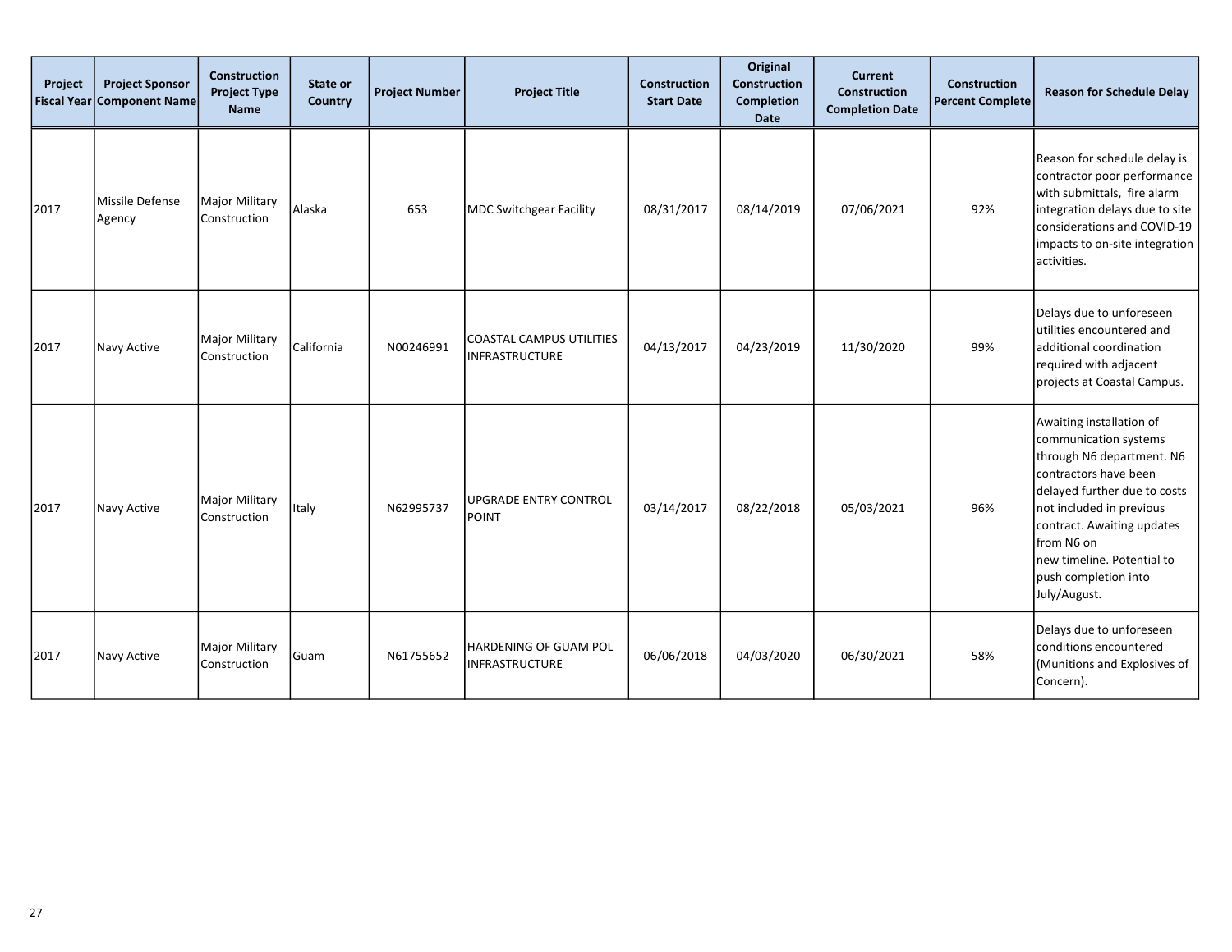| Project Fiscal Year | Project Sponsor Component Name | Construction Project Type Name | State or Country | Project Number | Project Title | Construction Start Date | Original Construction Completion Date | Current Construction Completion Date | Construction Percent Complete | Reason for Schedule Delay |
|---|---|---|---|---|---|---|---|---|---|---|
| 2017 | Missile Defense Agency | Major Military Construction | Alaska | 653 | MDC Switchgear Facility | 08/31/2017 | 08/14/2019 | 07/06/2021 | 92% | Reason for schedule delay is contractor poor performance with submittals, fire alarm integration delays due to site considerations and COVID-19 impacts to on-site integration activities. |
| 2017 | Navy Active | Major Military Construction | California | N00246991 | COASTAL CAMPUS UTILITIES INFRASTRUCTURE | 04/13/2017 | 04/23/2019 | 11/30/2020 | 99% | Delays due to unforeseen utilities encountered and additional coordination required with adjacent projects at Coastal Campus. |
| 2017 | Navy Active | Major Military Construction | Italy | N62995737 | UPGRADE ENTRY CONTROL POINT | 03/14/2017 | 08/22/2018 | 05/03/2021 | 96% | Awaiting installation of communication systems through N6 department. N6 contractors have been delayed further due to costs not included in previous contract. Awaiting updates from N6 on new timeline. Potential to push completion into July/August. |
| 2017 | Navy Active | Major Military Construction | Guam | N61755652 | HARDENING OF GUAM POL INFRASTRUCTURE | 06/06/2018 | 04/03/2020 | 06/30/2021 | 58% | Delays due to unforeseen conditions encountered (Munitions and Explosives of Concern). |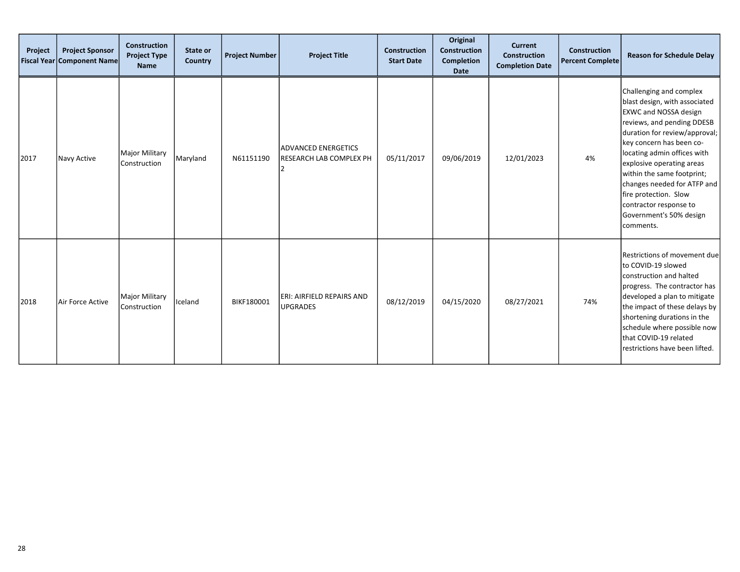| Project Fiscal Year | Project Sponsor Component Name | Construction Project Type Name | State or Country | Project Number | Project Title | Construction Start Date | Original Construction Completion Date | Current Construction Completion Date | Construction Percent Complete | Reason for Schedule Delay |
|---|---|---|---|---|---|---|---|---|---|---|
| 2017 | Navy Active | Major Military Construction | Maryland | N61151190 | ADVANCED ENERGETICS RESEARCH LAB COMPLEX PH 2 | 05/11/2017 | 09/06/2019 | 12/01/2023 | 4% | Challenging and complex blast design, with associated EXWC and NOSSA design reviews, and pending DDESB duration for review/approval; key concern has been co-locating admin offices with explosive operating areas within the same footprint; changes needed for ATFP and fire protection. Slow contractor response to Government's 50% design comments. |
| 2018 | Air Force Active | Major Military Construction | Iceland | BIKF180001 | ERI: AIRFIELD REPAIRS AND UPGRADES | 08/12/2019 | 04/15/2020 | 08/27/2021 | 74% | Restrictions of movement due to COVID-19 slowed construction and halted progress. The contractor has developed a plan to mitigate the impact of these delays by shortening durations in the schedule where possible now that COVID-19 related restrictions have been lifted. |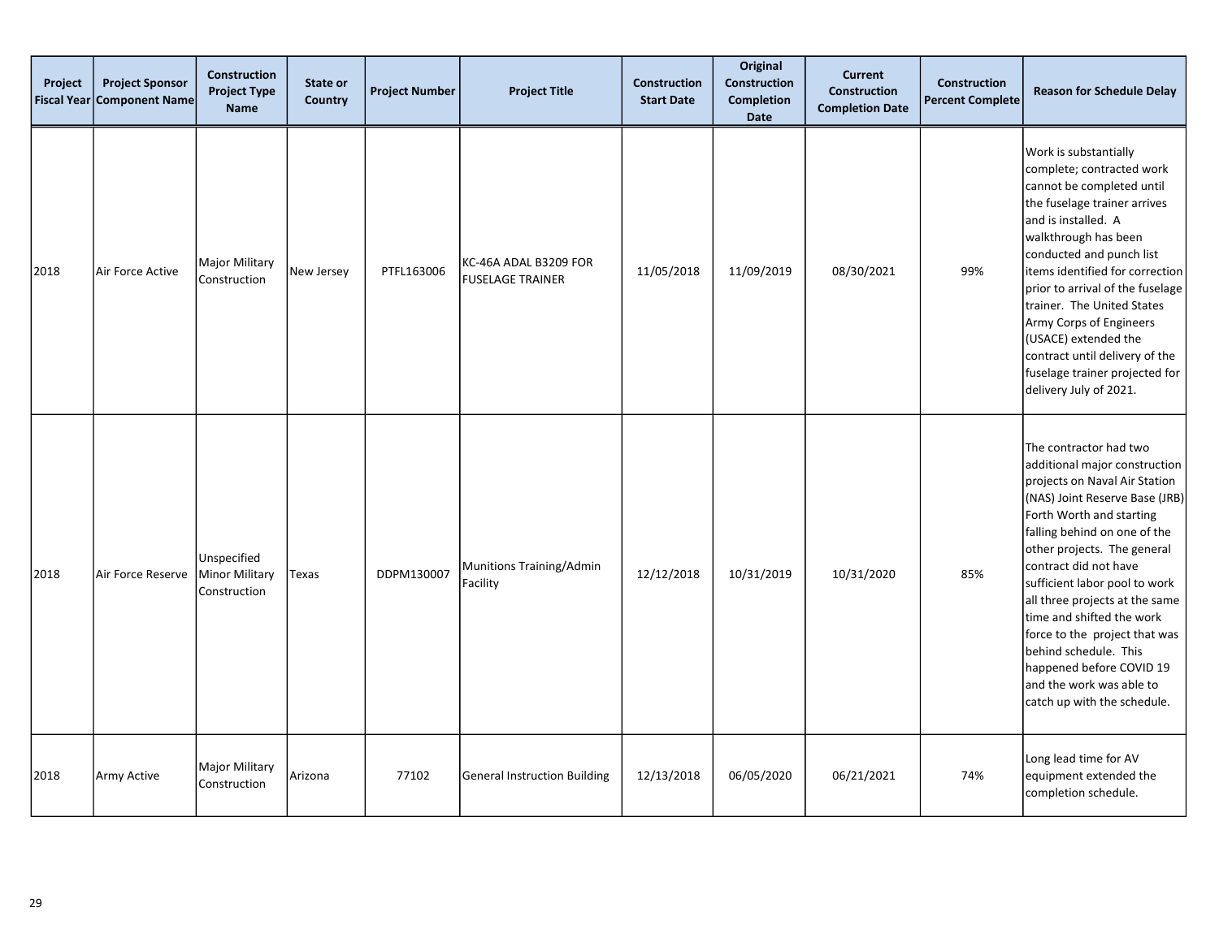| Project Fiscal Year | Project Sponsor Component Name | Construction Project Type Name | State or Country | Project Number | Project Title | Construction Start Date | Original Construction Completion Date | Current Construction Completion Date | Construction Percent Complete | Reason for Schedule Delay |
|---|---|---|---|---|---|---|---|---|---|---|
| 2018 | Air Force Active | Major Military Construction | New Jersey | PTFL163006 | KC-46A ADAL B3209 FOR FUSELAGE TRAINER | 11/05/2018 | 11/09/2019 | 08/30/2021 | 99% | Work is substantially complete; contracted work cannot be completed until the fuselage trainer arrives and is installed. A walkthrough has been conducted and punch list items identified for correction prior to arrival of the fuselage trainer. The United States Army Corps of Engineers (USACE) extended the contract until delivery of the fuselage trainer projected for delivery July of 2021. |
| 2018 | Air Force Reserve | Unspecified Minor Military Construction | Texas | DDPM130007 | Munitions Training/Admin Facility | 12/12/2018 | 10/31/2019 | 10/31/2020 | 85% | The contractor had two additional major construction projects on Naval Air Station (NAS) Joint Reserve Base (JRB) Forth Worth and starting falling behind on one of the other projects. The general contract did not have sufficient labor pool to work all three projects at the same time and shifted the work force to the project that was behind schedule. This happened before COVID 19 and the work was able to catch up with the schedule. |
| 2018 | Army Active | Major Military Construction | Arizona | 77102 | General Instruction Building | 12/13/2018 | 06/05/2020 | 06/21/2021 | 74% | Long lead time for AV equipment extended the completion schedule. |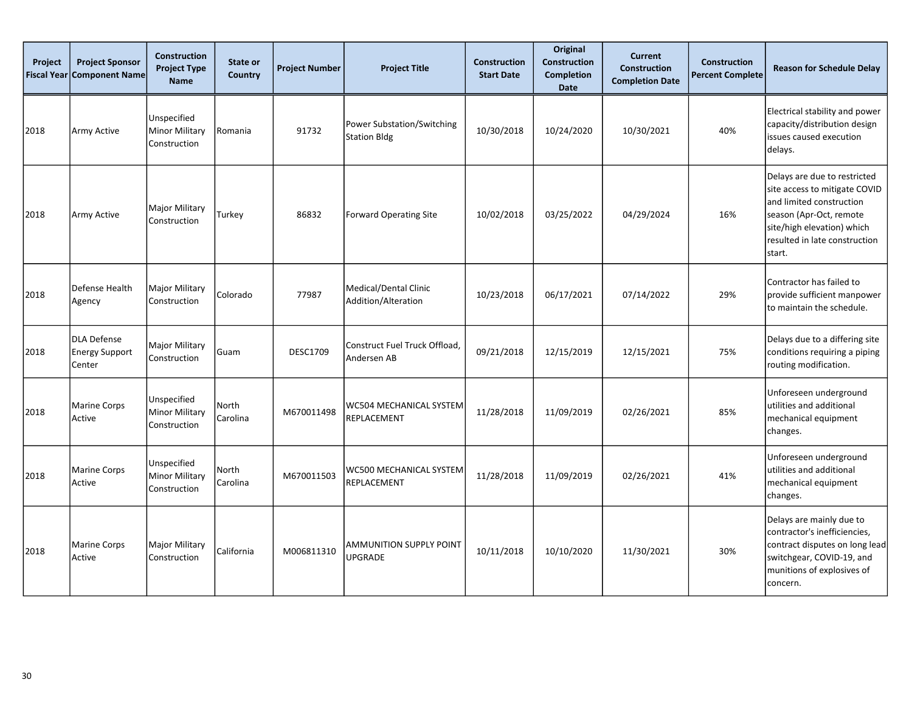| Project Fiscal Year | Project Sponsor Component Name | Construction Project Type Name | State or Country | Project Number | Project Title | Construction Start Date | Original Construction Completion Date | Current Construction Completion Date | Construction Percent Complete | Reason for Schedule Delay |
|---|---|---|---|---|---|---|---|---|---|---|
| 2018 | Army Active | Unspecified Minor Military Construction | Romania | 91732 | Power Substation/Switching Station Bldg | 10/30/2018 | 10/24/2020 | 10/30/2021 | 40% | Electrical stability and power capacity/distribution design issues caused execution delays. |
| 2018 | Army Active | Major Military Construction | Turkey | 86832 | Forward Operating Site | 10/02/2018 | 03/25/2022 | 04/29/2024 | 16% | Delays are due to restricted site access to mitigate COVID and limited construction season (Apr-Oct, remote site/high elevation) which resulted in late construction start. |
| 2018 | Defense Health Agency | Major Military Construction | Colorado | 77987 | Medical/Dental Clinic Addition/Alteration | 10/23/2018 | 06/17/2021 | 07/14/2022 | 29% | Contractor has failed to provide sufficient manpower to maintain the schedule. |
| 2018 | DLA Defense Energy Support Center | Major Military Construction | Guam | DESC1709 | Construct Fuel Truck Offload, Andersen AB | 09/21/2018 | 12/15/2019 | 12/15/2021 | 75% | Delays due to a differing site conditions requiring a piping routing modification. |
| 2018 | Marine Corps Active | Unspecified Minor Military Construction | North Carolina | M670011498 | WC504 MECHANICAL SYSTEM REPLACEMENT | 11/28/2018 | 11/09/2019 | 02/26/2021 | 85% | Unforeseen underground utilities and additional mechanical equipment changes. |
| 2018 | Marine Corps Active | Unspecified Minor Military Construction | North Carolina | M670011503 | WC500 MECHANICAL SYSTEM REPLACEMENT | 11/28/2018 | 11/09/2019 | 02/26/2021 | 41% | Unforeseen underground utilities and additional mechanical equipment changes. |
| 2018 | Marine Corps Active | Major Military Construction | California | M006811310 | AMMUNITION SUPPLY POINT UPGRADE | 10/11/2018 | 10/10/2020 | 11/30/2021 | 30% | Delays are mainly due to contractor's inefficiencies, contract disputes on long lead switchgear, COVID-19, and munitions of explosives of concern. |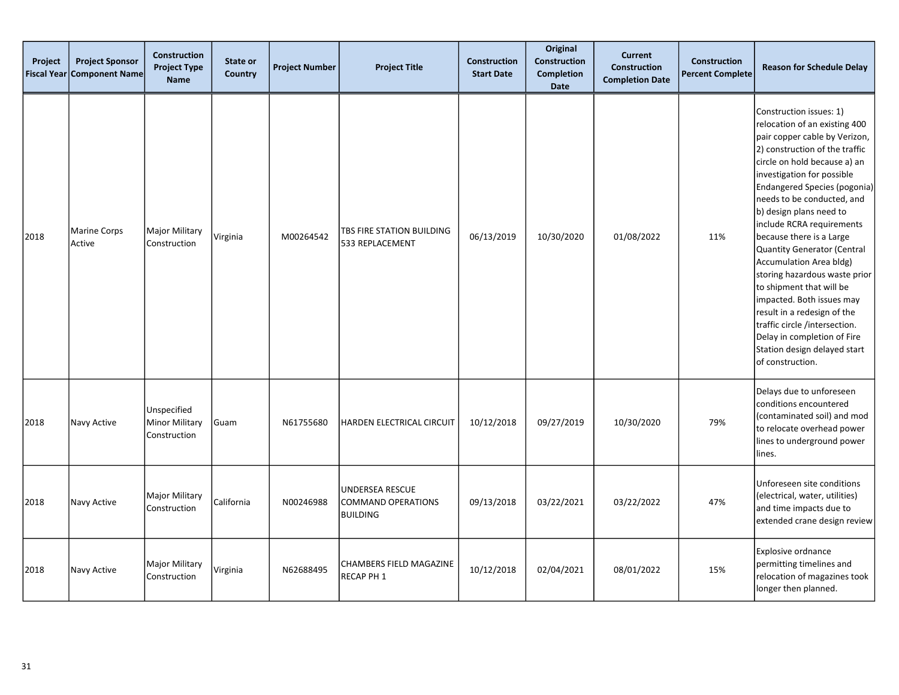| Project Fiscal Year | Project Sponsor Component Name | Construction Project Type Name | State or Country | Project Number | Project Title | Construction Start Date | Original Construction Completion Date | Current Construction Completion Date | Construction Percent Complete | Reason for Schedule Delay |
|---|---|---|---|---|---|---|---|---|---|---|
| 2018 | Marine Corps Active | Major Military Construction | Virginia | M00264542 | TBS FIRE STATION BUILDING 533 REPLACEMENT | 06/13/2019 | 10/30/2020 | 01/08/2022 | 11% | Construction issues: 1) relocation of an existing 400 pair copper cable by Verizon, 2) construction of the traffic circle on hold because a) an investigation for possible Endangered Species (pogonia) needs to be conducted, and b) design plans need to include RCRA requirements because there is a Large Quantity Generator (Central Accumulation Area bldg) storing hazardous waste prior to shipment that will be impacted. Both issues may result in a redesign of the traffic circle /intersection. Delay in completion of Fire Station design delayed start of construction. |
| 2018 | Navy Active | Unspecified Minor Military Construction | Guam | N61755680 | HARDEN ELECTRICAL CIRCUIT | 10/12/2018 | 09/27/2019 | 10/30/2020 | 79% | Delays due to unforeseen conditions encountered (contaminated soil) and mod to relocate overhead power lines to underground power lines. |
| 2018 | Navy Active | Major Military Construction | California | N00246988 | UNDERSEA RESCUE COMMAND OPERATIONS BUILDING | 09/13/2018 | 03/22/2021 | 03/22/2022 | 47% | Unforeseen site conditions (electrical, water, utilities) and time impacts due to extended crane design review |
| 2018 | Navy Active | Major Military Construction | Virginia | N62688495 | CHAMBERS FIELD MAGAZINE RECAP PH 1 | 10/12/2018 | 02/04/2021 | 08/01/2022 | 15% | Explosive ordnance permitting timelines and relocation of magazines took longer then planned. |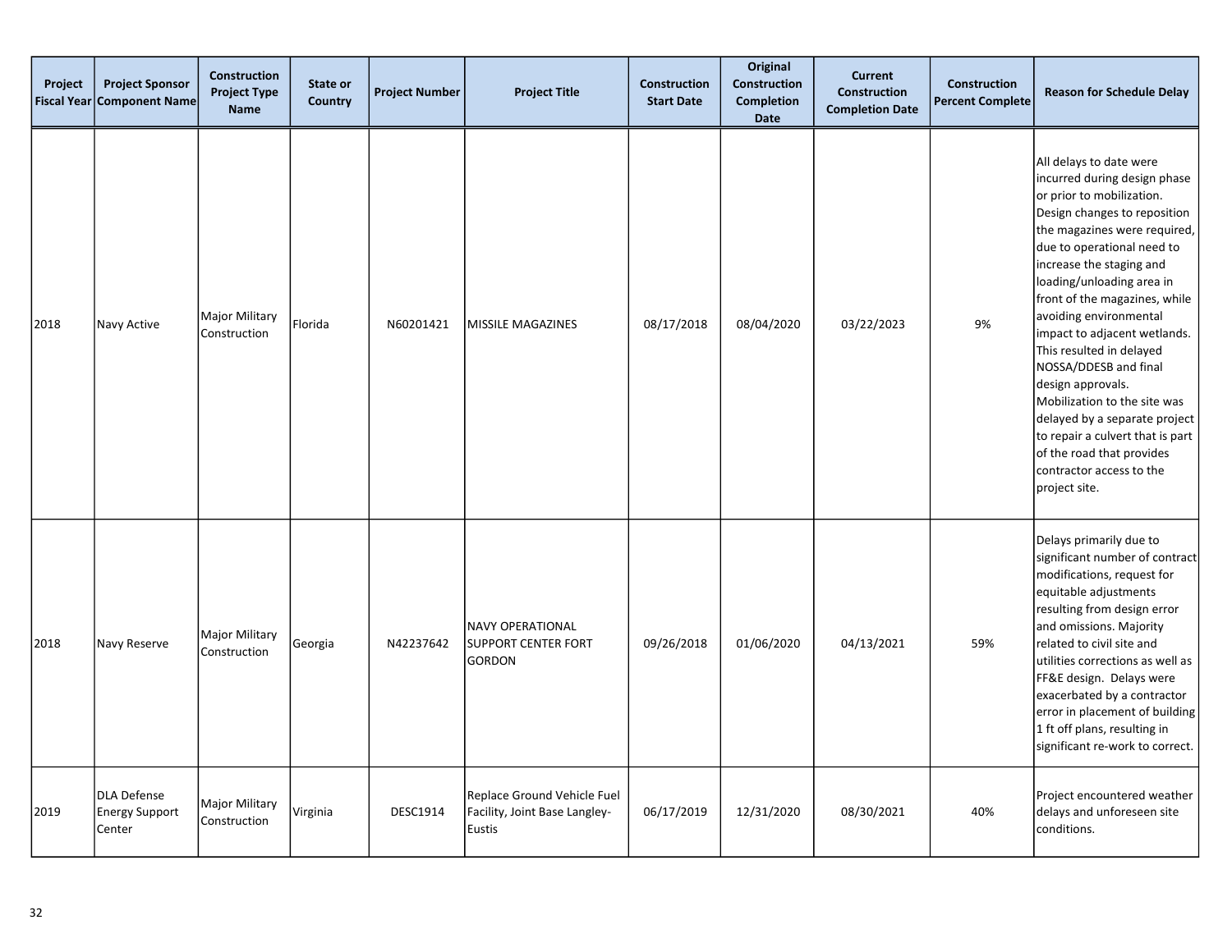| Project Fiscal Year | Project Sponsor Component Name | Construction Project Type Name | State or Country | Project Number | Project Title | Construction Start Date | Original Construction Completion Date | Current Construction Completion Date | Construction Percent Complete | Reason for Schedule Delay |
|---|---|---|---|---|---|---|---|---|---|---|
| 2018 | Navy Active | Major Military Construction | Florida | N60201421 | MISSILE MAGAZINES | 08/17/2018 | 08/04/2020 | 03/22/2023 | 9% | All delays to date were incurred during design phase or prior to mobilization. Design changes to reposition the magazines were required, due to operational need to increase the staging and loading/unloading area in front of the magazines, while avoiding environmental impact to adjacent wetlands. This resulted in delayed NOSSA/DDESB and final design approvals. Mobilization to the site was delayed by a separate project to repair a culvert that is part of the road that provides contractor access to the project site. |
| 2018 | Navy Reserve | Major Military Construction | Georgia | N42237642 | NAVY OPERATIONAL SUPPORT CENTER FORT GORDON | 09/26/2018 | 01/06/2020 | 04/13/2021 | 59% | Delays primarily due to significant number of contract modifications, request for equitable adjustments resulting from design error and omissions. Majority related to civil site and utilities corrections as well as FF&E design. Delays were exacerbated by a contractor error in placement of building 1 ft off plans, resulting in significant re-work to correct. |
| 2019 | DLA Defense Energy Support Center | Major Military Construction | Virginia | DESC1914 | Replace Ground Vehicle Fuel Facility, Joint Base Langley-Eustis | 06/17/2019 | 12/31/2020 | 08/30/2021 | 40% | Project encountered weather delays and unforeseen site conditions. |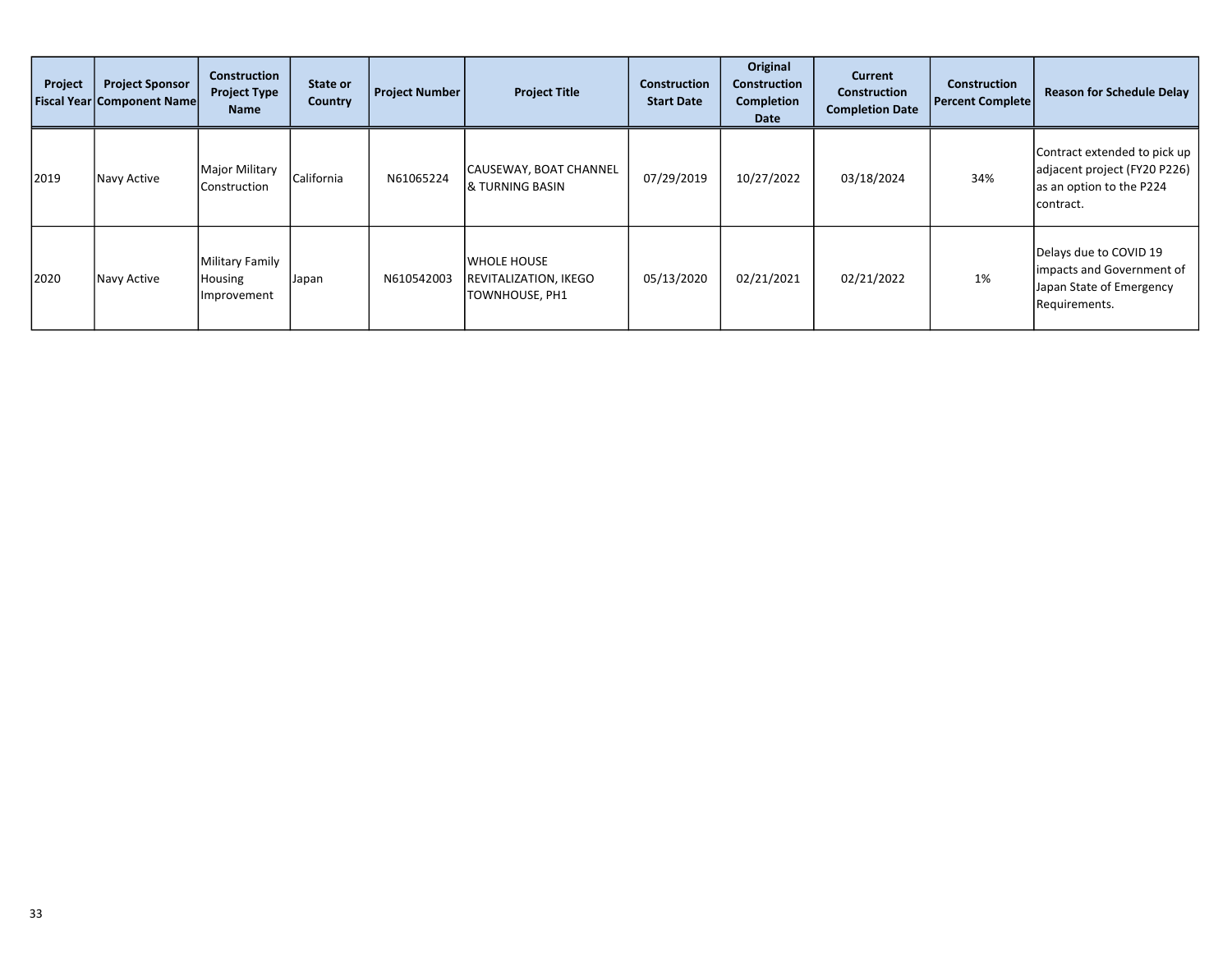| Project Fiscal Year | Project Sponsor Component Name | Construction Project Type Name | State or Country | Project Number | Project Title | Construction Start Date | Original Construction Completion Date | Current Construction Completion Date | Construction Percent Complete | Reason for Schedule Delay |
|---|---|---|---|---|---|---|---|---|---|---|
| 2019 | Navy Active | Major Military Construction | California | N61065224 | CAUSEWAY, BOAT CHANNEL & TURNING BASIN | 07/29/2019 | 10/27/2022 | 03/18/2024 | 34% | Contract extended to pick up adjacent project (FY20 P226) as an option to the P224 contract. |
| 2020 | Navy Active | Military Family Housing Improvement | Japan | N610542003 | WHOLE HOUSE REVITALIZATION, IKEGO TOWNHOUSE, PH1 | 05/13/2020 | 02/21/2021 | 02/21/2022 | 1% | Delays due to COVID 19 impacts and Government of Japan State of Emergency Requirements. |